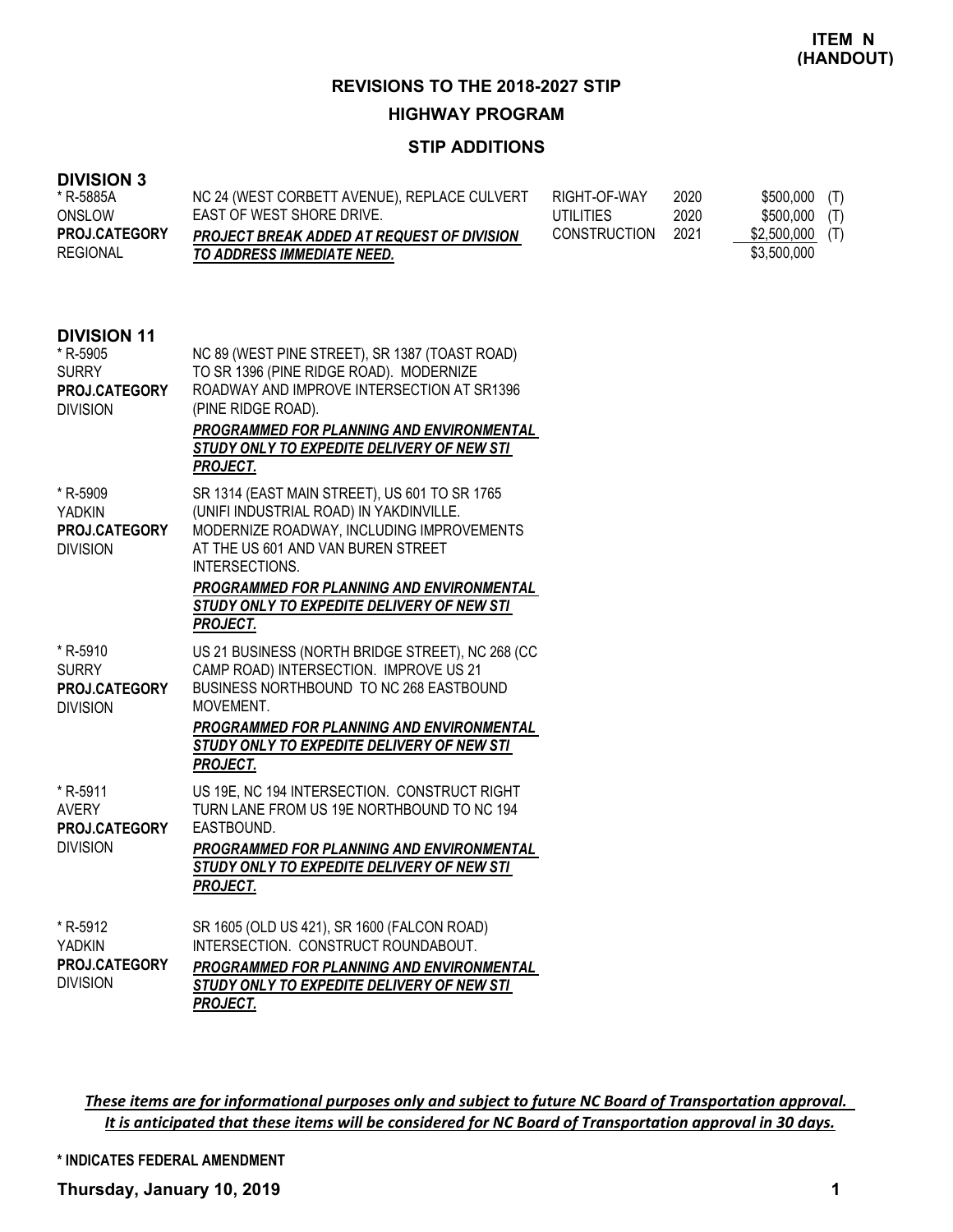**ITEM N (HANDOUT)**

## REVISIONS TO THE 2018-2027 STIP

## HIGHWAY PROGRAM

### STIP ADDITIONS

### DIVISION 3

| | | | | | |
|---|---|---|---|---|---|
| * R-5885A<br>ONSLOW<br>**PROJ.CATEGORY**<br>REGIONAL | NC 24 (WEST CORBETT AVENUE), REPLACE CULVERT EAST OF WEST SHORE DRIVE.<br>***PROJECT BREAK ADDED AT REQUEST OF DIVISION TO ADDRESS IMMEDIATE NEED.*** | RIGHT-OF-WAY<br>UTILITIES<br>CONSTRUCTION | 2020<br>2020<br>2021 | \$500,000<br>\$500,000<br>\$2,500,000<br>\$3,500,000 | (T)<br>(T)<br>(T) |

### DIVISION 11

| | |
|---|---|
| * R-5905<br>SURRY<br>**PROJ.CATEGORY**<br>DIVISION | NC 89 (WEST PINE STREET), SR 1387 (TOAST ROAD) TO SR 1396 (PINE RIDGE ROAD). MODERNIZE ROADWAY AND IMPROVE INTERSECTION AT SR1396 (PINE RIDGE ROAD).<br>***PROGRAMMED FOR PLANNING AND ENVIRONMENTAL STUDY ONLY TO EXPEDITE DELIVERY OF NEW STI PROJECT.*** |
| * R-5909<br>YADKIN<br>**PROJ.CATEGORY**<br>DIVISION | SR 1314 (EAST MAIN STREET), US 601 TO SR 1765 (UNIFI INDUSTRIAL ROAD) IN YAKDINVILLE. MODERNIZE ROADWAY, INCLUDING IMPROVEMENTS AT THE US 601 AND VAN BUREN STREET INTERSECTIONS.<br>***PROGRAMMED FOR PLANNING AND ENVIRONMENTAL STUDY ONLY TO EXPEDITE DELIVERY OF NEW STI PROJECT.*** |
| * R-5910<br>SURRY<br>**PROJ.CATEGORY**<br>DIVISION | US 21 BUSINESS (NORTH BRIDGE STREET), NC 268 (CC CAMP ROAD) INTERSECTION. IMPROVE US 21 BUSINESS NORTHBOUND TO NC 268 EASTBOUND MOVEMENT.<br>***PROGRAMMED FOR PLANNING AND ENVIRONMENTAL STUDY ONLY TO EXPEDITE DELIVERY OF NEW STI PROJECT.*** |
| * R-5911<br>AVERY<br>**PROJ.CATEGORY**<br>DIVISION | US 19E, NC 194 INTERSECTION. CONSTRUCT RIGHT TURN LANE FROM US 19E NORTHBOUND TO NC 194 EASTBOUND.<br>***PROGRAMMED FOR PLANNING AND ENVIRONMENTAL STUDY ONLY TO EXPEDITE DELIVERY OF NEW STI PROJECT.*** |
| * R-5912<br>YADKIN<br>**PROJ.CATEGORY**<br>DIVISION | SR 1605 (OLD US 421), SR 1600 (FALCON ROAD) INTERSECTION. CONSTRUCT ROUNDABOUT.<br>***PROGRAMMED FOR PLANNING AND ENVIRONMENTAL STUDY ONLY TO EXPEDITE DELIVERY OF NEW STI PROJECT.*** |

***These items are for informational purposes only and subject to future NC Board of Transportation approval. It is anticipated that these items will be considered for NC Board of Transportation approval in 30 days.***

**\* INDICATES FEDERAL AMENDMENT**

**Thursday, January 10, 2019**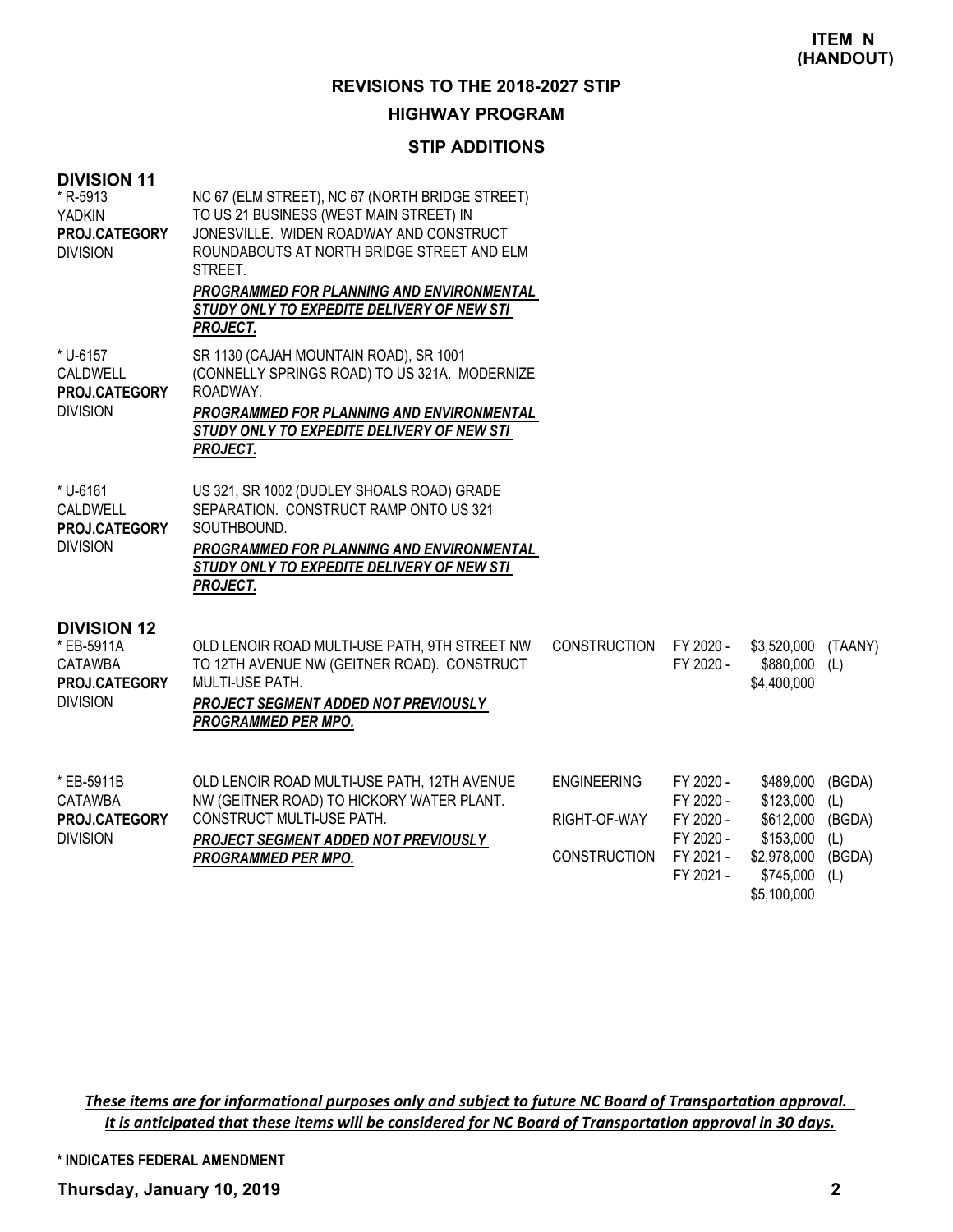**ITEM N (HANDOUT)**

## REVISIONS TO THE 2018-2027 STIP

## HIGHWAY PROGRAM

### STIP ADDITIONS

### DIVISION 11

| | | | | | |
|---|---|---|---|---|---|
| * R-5913<br>YADKIN<br>**PROJ.CATEGORY**<br>DIVISION | NC 67 (ELM STREET), NC 67 (NORTH BRIDGE STREET) TO US 21 BUSINESS (WEST MAIN STREET) IN JONESVILLE. WIDEN ROADWAY AND CONSTRUCT ROUNDABOUTS AT NORTH BRIDGE STREET AND ELM STREET.<br>***PROGRAMMED FOR PLANNING AND ENVIRONMENTAL STUDY ONLY TO EXPEDITE DELIVERY OF NEW STI PROJECT.*** | | | | |
| * U-6157<br>CALDWELL<br>**PROJ.CATEGORY**<br>DIVISION | SR 1130 (CAJAH MOUNTAIN ROAD), SR 1001 (CONNELLY SPRINGS ROAD) TO US 321A. MODERNIZE ROADWAY.<br>***PROGRAMMED FOR PLANNING AND ENVIRONMENTAL STUDY ONLY TO EXPEDITE DELIVERY OF NEW STI PROJECT.*** | | | | |
| * U-6161<br>CALDWELL<br>**PROJ.CATEGORY**<br>DIVISION | US 321, SR 1002 (DUDLEY SHOALS ROAD) GRADE SEPARATION. CONSTRUCT RAMP ONTO US 321 SOUTHBOUND.<br>***PROGRAMMED FOR PLANNING AND ENVIRONMENTAL STUDY ONLY TO EXPEDITE DELIVERY OF NEW STI PROJECT.*** | | | | |

### DIVISION 12

| | | | | | |
|---|---|---|---|---|---|
| * EB-5911A<br>CATAWBA<br>**PROJ.CATEGORY**<br>DIVISION | OLD LENOIR ROAD MULTI-USE PATH, 9TH STREET NW TO 12TH AVENUE NW (GEITNER ROAD). CONSTRUCT MULTI-USE PATH.<br>***PROJECT SEGMENT ADDED NOT PREVIOUSLY PROGRAMMED PER MPO.*** | CONSTRUCTION | FY 2020 -<br>FY 2020 - | \$3,520,000<br>\$880,000<br>\$4,400,000 | (TAANY)<br>(L) |
| * EB-5911B<br>CATAWBA<br>**PROJ.CATEGORY**<br>DIVISION | OLD LENOIR ROAD MULTI-USE PATH, 12TH AVENUE NW (GEITNER ROAD) TO HICKORY WATER PLANT. CONSTRUCT MULTI-USE PATH.<br>***PROJECT SEGMENT ADDED NOT PREVIOUSLY PROGRAMMED PER MPO.*** | ENGINEERING<br><br>RIGHT-OF-WAY<br><br>CONSTRUCTION | FY 2020 -<br>FY 2020 -<br>FY 2020 -<br>FY 2020 -<br>FY 2021 -<br>FY 2021 - | \$489,000<br>\$123,000<br>\$612,000<br>\$153,000<br>\$2,978,000<br>\$745,000<br>\$5,100,000 | (BGDA)<br>(L)<br>(BGDA)<br>(L)<br>(BGDA)<br>(L) |

*These items are for informational purposes only and subject to future NC Board of Transportation approval. It is anticipated that these items will be considered for NC Board of Transportation approval in 30 days.*

**\* INDICATES FEDERAL AMENDMENT**

**Thursday, January 10, 2019**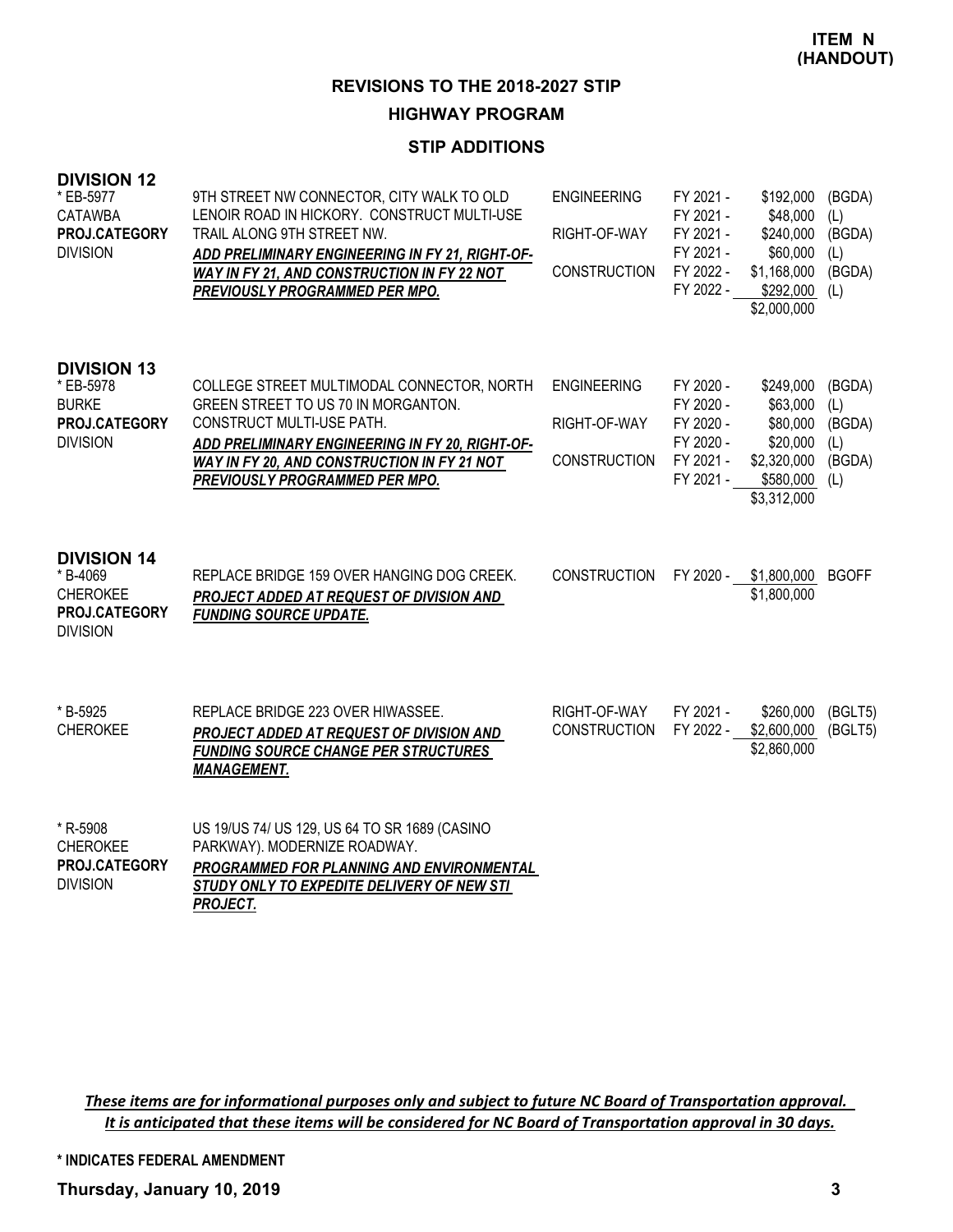**ITEM N (HANDOUT)**

## REVISIONS TO THE 2018-2027 STIP

## HIGHWAY PROGRAM

### STIP ADDITIONS

| | | | | | |
|---|---|---|---|---|---|
| **DIVISION 12** | | | | | |
| * EB-5977<br>CATAWBA<br>**PROJ.CATEGORY**<br>DIVISION | 9TH STREET NW CONNECTOR, CITY WALK TO OLD LENOIR ROAD IN HICKORY. CONSTRUCT MULTI-USE TRAIL ALONG 9TH STREET NW.<br>***ADD PRELIMINARY ENGINEERING IN FY 21, RIGHT-OF-WAY IN FY 21, AND CONSTRUCTION IN FY 22 NOT PREVIOUSLY PROGRAMMED PER MPO.*** | ENGINEERING | FY 2021 - | $192,000 | (BGDA) |
| | | | FY 2021 - | $48,000 | (L) |
| | | RIGHT-OF-WAY | FY 2021 - | $240,000 | (BGDA) |
| | | | FY 2021 - | $60,000 | (L) |
| | | CONSTRUCTION | FY 2022 - | $1,168,000 | (BGDA) |
| | | | FY 2022 - | $292,000 | (L) |
| | | | | $2,000,000 | |
| **DIVISION 13** | | | | | |
| * EB-5978<br>BURKE<br>**PROJ.CATEGORY**<br>DIVISION | COLLEGE STREET MULTIMODAL CONNECTOR, NORTH GREEN STREET TO US 70 IN MORGANTON. CONSTRUCT MULTI-USE PATH.<br>***ADD PRELIMINARY ENGINEERING IN FY 20, RIGHT-OF-WAY IN FY 20, AND CONSTRUCTION IN FY 21 NOT PREVIOUSLY PROGRAMMED PER MPO.*** | ENGINEERING | FY 2020 - | $249,000 | (BGDA) |
| | | | FY 2020 - | $63,000 | (L) |
| | | RIGHT-OF-WAY | FY 2020 - | $80,000 | (BGDA) |
| | | | FY 2020 - | $20,000 | (L) |
| | | CONSTRUCTION | FY 2021 - | $2,320,000 | (BGDA) |
| | | | FY 2021 - | $580,000 | (L) |
| | | | | $3,312,000 | |
| **DIVISION 14** | | | | | |
| * B-4069<br>CHEROKEE<br>**PROJ.CATEGORY**<br>DIVISION | REPLACE BRIDGE 159 OVER HANGING DOG CREEK.<br>***PROJECT ADDED AT REQUEST OF DIVISION AND FUNDING SOURCE UPDATE.*** | CONSTRUCTION | FY 2020 - | $1,800,000 | BGOFF |
| | | | | $1,800,000 | |
| * B-5925<br>CHEROKEE | REPLACE BRIDGE 223 OVER HIWASSEE.<br>***PROJECT ADDED AT REQUEST OF DIVISION AND FUNDING SOURCE CHANGE PER STRUCTURES MANAGEMENT.*** | RIGHT-OF-WAY | FY 2021 - | $260,000 | (BGLT5) |
| | | CONSTRUCTION | FY 2022 - | $2,600,000 | (BGLT5) |
| | | | | $2,860,000 | |
| * R-5908<br>CHEROKEE<br>**PROJ.CATEGORY**<br>DIVISION | US 19/US 74/ US 129, US 64 TO SR 1689 (CASINO PARKWAY). MODERNIZE ROADWAY.<br>***PROGRAMMED FOR PLANNING AND ENVIRONMENTAL STUDY ONLY TO EXPEDITE DELIVERY OF NEW STI PROJECT.*** | | | | |

***These items are for informational purposes only and subject to future NC Board of Transportation approval. It is anticipated that these items will be considered for NC Board of Transportation approval in 30 days.***

**\* INDICATES FEDERAL AMENDMENT**

**Thursday, January 10, 2019**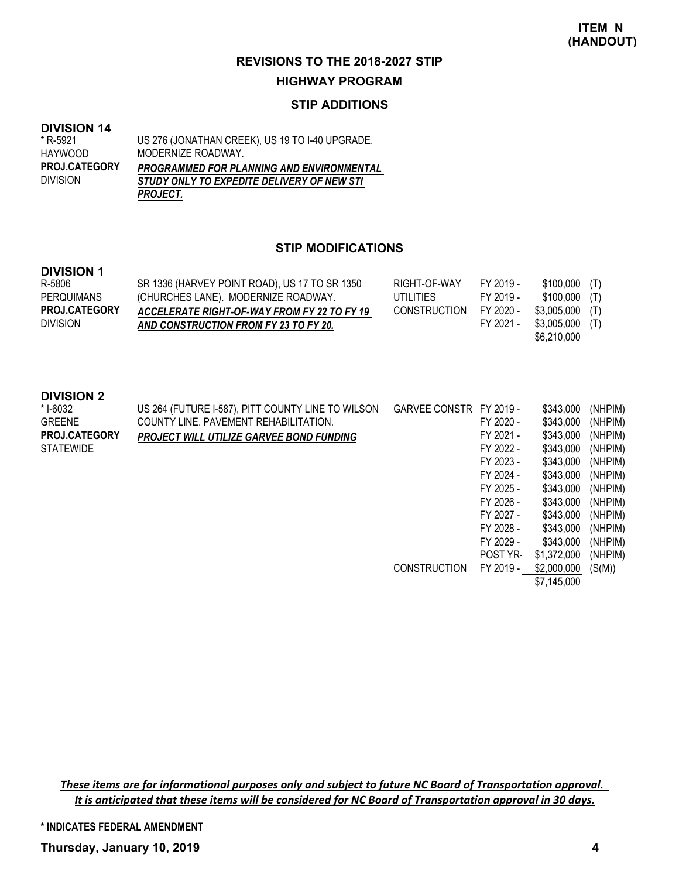**ITEM N (HANDOUT)**

## REVISIONS TO THE 2018-2027 STIP

### HIGHWAY PROGRAM

### STIP ADDITIONS

**DIVISION 14**

| | | | | | |
|---|---|---|---|---|---|
| * R-5921 | US 276 (JONATHAN CREEK), US 19 TO I-40 UPGRADE. | | | | |
| HAYWOOD | MODERNIZE ROADWAY. | | | | |
| **PROJ.CATEGORY** | ***PROGRAMMED FOR PLANNING AND ENVIRONMENTAL STUDY ONLY TO EXPEDITE DELIVERY OF NEW STI PROJECT.*** | | | | |
| DIVISION | | | | | |

### STIP MODIFICATIONS

**DIVISION 1**

| | | | | | |
|---|---|---|---|---|---|
| R-5806 | SR 1336 (HARVEY POINT ROAD), US 17 TO SR 1350 | RIGHT-OF-WAY | FY 2019 - | $100,000 | (T) |
| PERQUIMANS | (CHURCHES LANE). MODERNIZE ROADWAY. | UTILITIES | FY 2019 - | $100,000 | (T) |
| **PROJ.CATEGORY** | ***ACCELERATE RIGHT-OF-WAY FROM FY 22 TO FY 19*** | CONSTRUCTION | FY 2020 - | $3,005,000 | (T) |
| DIVISION | ***AND CONSTRUCTION FROM FY 23 TO FY 20.*** | | FY 2021 - | $3,005,000 | (T) |
| | | | | $6,210,000 | |

**DIVISION 2**

| | | | | | |
|---|---|---|---|---|---|
| * I-6032 | US 264 (FUTURE I-587), PITT COUNTY LINE TO WILSON | GARVEE CONSTR | FY 2019 - | $343,000 | (NHPIM) |
| GREENE | COUNTY LINE. PAVEMENT REHABILITATION. | | FY 2020 - | $343,000 | (NHPIM) |
| **PROJ.CATEGORY** | ***PROJECT WILL UTILIZE GARVEE BOND FUNDING*** | | FY 2021 - | $343,000 | (NHPIM) |
| STATEWIDE | | | FY 2022 - | $343,000 | (NHPIM) |
| | | | FY 2023 - | $343,000 | (NHPIM) |
| | | | FY 2024 - | $343,000 | (NHPIM) |
| | | | FY 2025 - | $343,000 | (NHPIM) |
| | | | FY 2026 - | $343,000 | (NHPIM) |
| | | | FY 2027 - | $343,000 | (NHPIM) |
| | | | FY 2028 - | $343,000 | (NHPIM) |
| | | | FY 2029 - | $343,000 | (NHPIM) |
| | | | POST YR- | $1,372,000 | (NHPIM) |
| | | CONSTRUCTION | FY 2019 - | $2,000,000 | (S(M)) |
| | | | | $7,145,000 | |

*These items are for informational purposes only and subject to future NC Board of Transportation approval. It is anticipated that these items will be considered for NC Board of Transportation approval in 30 days.*

**\* INDICATES FEDERAL AMENDMENT**

**Thursday, January 10, 2019**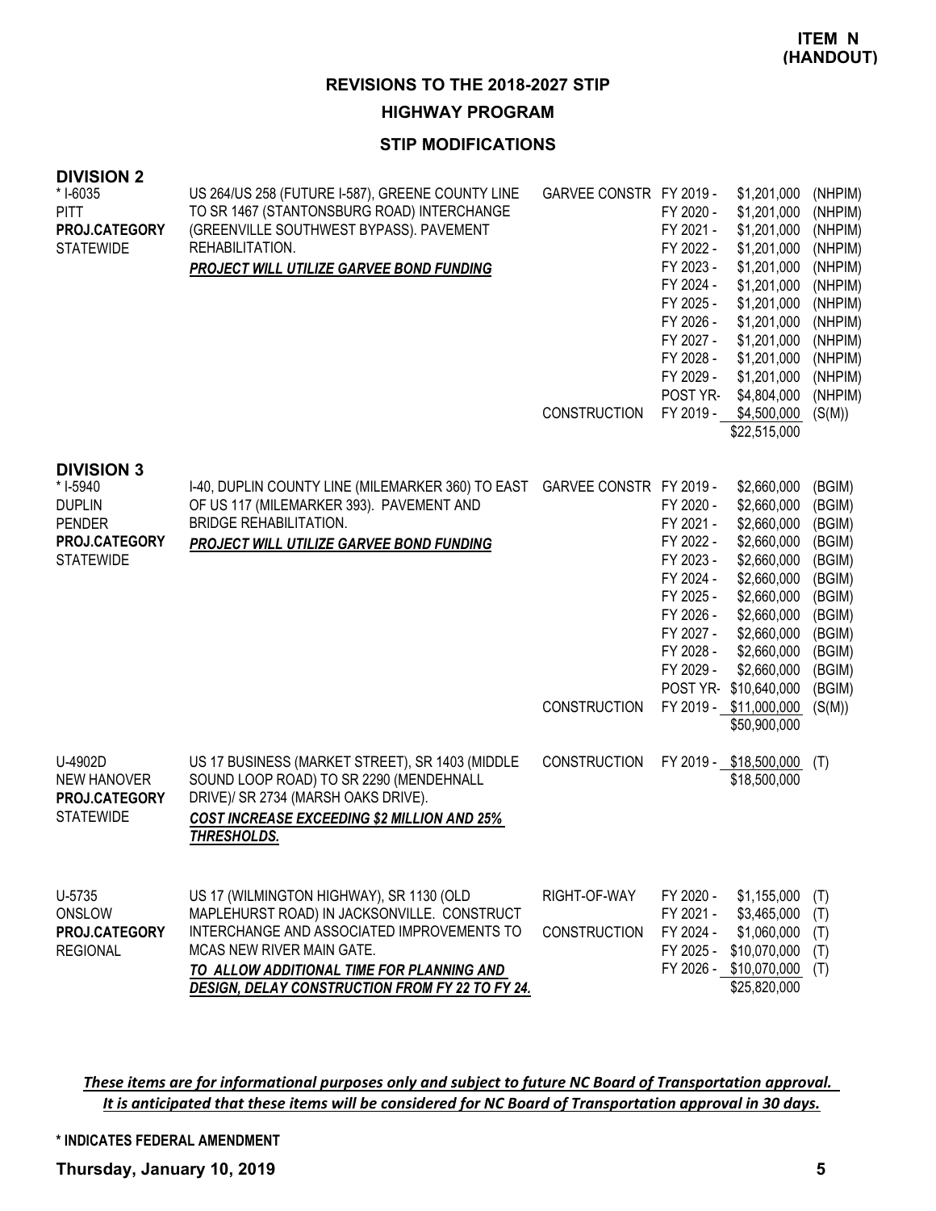**ITEM N (HANDOUT)**

## REVISIONS TO THE 2018-2027 STIP

### HIGHWAY PROGRAM

### STIP MODIFICATIONS

### DIVISION 2

| | | | | | |
|---|---|---|---|---|---|
| * I-6035<br>PITT<br>**PROJ.CATEGORY**<br>STATEWIDE | US 264/US 258 (FUTURE I-587), GREENE COUNTY LINE TO SR 1467 (STANTONSBURG ROAD) INTERCHANGE (GREENVILLE SOUTHWEST BYPASS). PAVEMENT REHABILITATION.<br>***PROJECT WILL UTILIZE GARVEE BOND FUNDING*** | GARVEE CONSTR | FY 2019 - | $1,201,000 | (NHPIM) |
| | | | FY 2020 - | $1,201,000 | (NHPIM) |
| | | | FY 2021 - | $1,201,000 | (NHPIM) |
| | | | FY 2022 - | $1,201,000 | (NHPIM) |
| | | | FY 2023 - | $1,201,000 | (NHPIM) |
| | | | FY 2024 - | $1,201,000 | (NHPIM) |
| | | | FY 2025 - | $1,201,000 | (NHPIM) |
| | | | FY 2026 - | $1,201,000 | (NHPIM) |
| | | | FY 2027 - | $1,201,000 | (NHPIM) |
| | | | FY 2028 - | $1,201,000 | (NHPIM) |
| | | | FY 2029 - | $1,201,000 | (NHPIM) |
| | | | POST YR- | $4,804,000 | (NHPIM) |
| | | CONSTRUCTION | FY 2019 - | $4,500,000 | (S(M)) |
| | | | | $22,515,000 | |

### DIVISION 3

| | | | | | |
|---|---|---|---|---|---|
| * I-5940<br>DUPLIN<br>PENDER<br>**PROJ.CATEGORY**<br>STATEWIDE | I-40, DUPLIN COUNTY LINE (MILEMARKER 360) TO EAST OF US 117 (MILEMARKER 393). PAVEMENT AND BRIDGE REHABILITATION.<br>***PROJECT WILL UTILIZE GARVEE BOND FUNDING*** | GARVEE CONSTR | FY 2019 - | $2,660,000 | (BGIM) |
| | | | FY 2020 - | $2,660,000 | (BGIM) |
| | | | FY 2021 - | $2,660,000 | (BGIM) |
| | | | FY 2022 - | $2,660,000 | (BGIM) |
| | | | FY 2023 - | $2,660,000 | (BGIM) |
| | | | FY 2024 - | $2,660,000 | (BGIM) |
| | | | FY 2025 - | $2,660,000 | (BGIM) |
| | | | FY 2026 - | $2,660,000 | (BGIM) |
| | | | FY 2027 - | $2,660,000 | (BGIM) |
| | | | FY 2028 - | $2,660,000 | (BGIM) |
| | | | FY 2029 - | $2,660,000 | (BGIM) |
| | | | POST YR- | $10,640,000 | (BGIM) |
| | | CONSTRUCTION | FY 2019 - | $11,000,000 | (S(M)) |
| | | | | $50,900,000 | |
| U-4902D<br>NEW HANOVER<br>**PROJ.CATEGORY**<br>STATEWIDE | US 17 BUSINESS (MARKET STREET), SR 1403 (MIDDLE SOUND LOOP ROAD) TO SR 2290 (MENDEHNALL DRIVE)/ SR 2734 (MARSH OAKS DRIVE).<br>***COST INCREASE EXCEEDING $2 MILLION AND 25% THRESHOLDS.*** | CONSTRUCTION | FY 2019 - | $18,500,000 | (T) |
| | | | | $18,500,000 | |
| U-5735<br>ONSLOW<br>**PROJ.CATEGORY**<br>REGIONAL | US 17 (WILMINGTON HIGHWAY), SR 1130 (OLD MAPLEHURST ROAD) IN JACKSONVILLE. CONSTRUCT INTERCHANGE AND ASSOCIATED IMPROVEMENTS TO MCAS NEW RIVER MAIN GATE.<br>***TO ALLOW ADDITIONAL TIME FOR PLANNING AND DESIGN, DELAY CONSTRUCTION FROM FY 22 TO FY 24.*** | RIGHT-OF-WAY | FY 2020 - | $1,155,000 | (T) |
| | | | FY 2021 - | $3,465,000 | (T) |
| | | CONSTRUCTION | FY 2024 - | $1,060,000 | (T) |
| | | | FY 2025 - | $10,070,000 | (T) |
| | | | FY 2026 - | $10,070,000 | (T) |
| | | | | $25,820,000 | |

***These items are for informational purposes only and subject to future NC Board of Transportation approval. It is anticipated that these items will be considered for NC Board of Transportation approval in 30 days.***

**\* INDICATES FEDERAL AMENDMENT**

**Thursday, January 10, 2019**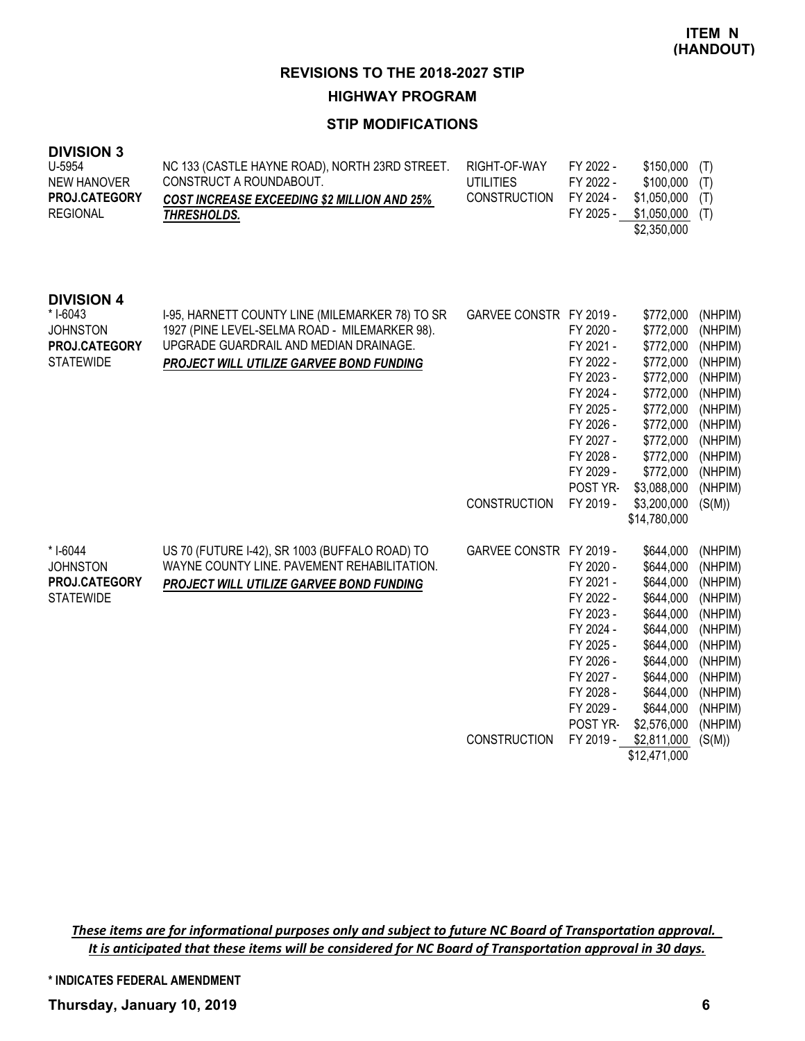**ITEM N (HANDOUT)**

## REVISIONS TO THE 2018-2027 STIP

## HIGHWAY PROGRAM

### STIP MODIFICATIONS

### DIVISION 3

| | | | | | |
|---|---|---|---|---|---|
| U-5954<br>NEW HANOVER<br>**PROJ.CATEGORY**<br>REGIONAL | NC 133 (CASTLE HAYNE ROAD), NORTH 23RD STREET. CONSTRUCT A ROUNDABOUT.<br>***COST INCREASE EXCEEDING $2 MILLION AND 25% THRESHOLDS.*** | RIGHT-OF-WAY | FY 2022 - | $150,000 | (T) |
| | | UTILITIES | FY 2022 - | $100,000 | (T) |
| | | CONSTRUCTION | FY 2024 - | $1,050,000 | (T) |
| | | | FY 2025 - | $1,050,000 | (T) |
| | | | | $2,350,000 | |

### DIVISION 4

| | | | | | |
|---|---|---|---|---|---|
| * I-6043<br>JOHNSTON<br>**PROJ.CATEGORY**<br>STATEWIDE | I-95, HARNETT COUNTY LINE (MILEMARKER 78) TO SR 1927 (PINE LEVEL-SELMA ROAD - MILEMARKER 98). UPGRADE GUARDRAIL AND MEDIAN DRAINAGE.<br>***PROJECT WILL UTILIZE GARVEE BOND FUNDING*** | GARVEE CONSTR | FY 2019 - | $772,000 | (NHPIM) |
| | | | FY 2020 - | $772,000 | (NHPIM) |
| | | | FY 2021 - | $772,000 | (NHPIM) |
| | | | FY 2022 - | $772,000 | (NHPIM) |
| | | | FY 2023 - | $772,000 | (NHPIM) |
| | | | FY 2024 - | $772,000 | (NHPIM) |
| | | | FY 2025 - | $772,000 | (NHPIM) |
| | | | FY 2026 - | $772,000 | (NHPIM) |
| | | | FY 2027 - | $772,000 | (NHPIM) |
| | | | FY 2028 - | $772,000 | (NHPIM) |
| | | | FY 2029 - | $772,000 | (NHPIM) |
| | | | POST YR- | $3,088,000 | (NHPIM) |
| | | CONSTRUCTION | FY 2019 - | $3,200,000 | (S(M)) |
| | | | | $14,780,000 | |
| * I-6044<br>JOHNSTON<br>**PROJ.CATEGORY**<br>STATEWIDE | US 70 (FUTURE I-42), SR 1003 (BUFFALO ROAD) TO WAYNE COUNTY LINE. PAVEMENT REHABILITATION.<br>***PROJECT WILL UTILIZE GARVEE BOND FUNDING*** | GARVEE CONSTR | FY 2019 - | $644,000 | (NHPIM) |
| | | | FY 2020 - | $644,000 | (NHPIM) |
| | | | FY 2021 - | $644,000 | (NHPIM) |
| | | | FY 2022 - | $644,000 | (NHPIM) |
| | | | FY 2023 - | $644,000 | (NHPIM) |
| | | | FY 2024 - | $644,000 | (NHPIM) |
| | | | FY 2025 - | $644,000 | (NHPIM) |
| | | | FY 2026 - | $644,000 | (NHPIM) |
| | | | FY 2027 - | $644,000 | (NHPIM) |
| | | | FY 2028 - | $644,000 | (NHPIM) |
| | | | FY 2029 - | $644,000 | (NHPIM) |
| | | | POST YR- | $2,576,000 | (NHPIM) |
| | | CONSTRUCTION | FY 2019 - | $2,811,000 | (S(M)) |
| | | | | $12,471,000 | |

***These items are for informational purposes only and subject to future NC Board of Transportation approval. It is anticipated that these items will be considered for NC Board of Transportation approval in 30 days.***

**\* INDICATES FEDERAL AMENDMENT**

**Thursday, January 10, 2019**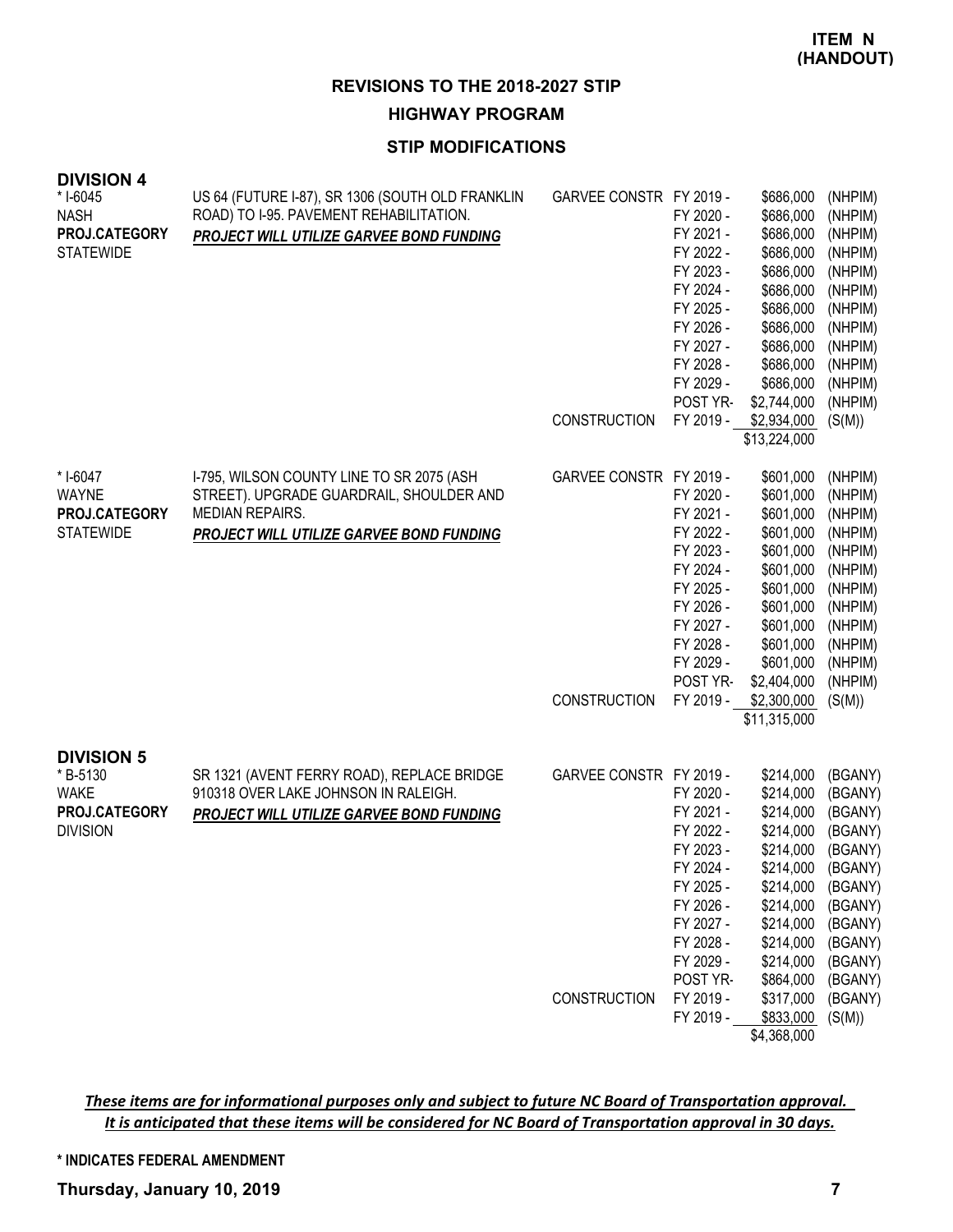**ITEM N (HANDOUT)**

## REVISIONS TO THE 2018-2027 STIP

### HIGHWAY PROGRAM

### STIP MODIFICATIONS

### DIVISION 4

| | | | | | |
|---|---|---|---|---|---|
| * I-6045<br>NASH<br>**PROJ.CATEGORY**<br>STATEWIDE | US 64 (FUTURE I-87), SR 1306 (SOUTH OLD FRANKLIN ROAD) TO I-95. PAVEMENT REHABILITATION.<br>***PROJECT WILL UTILIZE GARVEE BOND FUNDING*** | GARVEE CONSTR | FY 2019 - | $686,000 | (NHPIM) |
| | | | FY 2020 - | $686,000 | (NHPIM) |
| | | | FY 2021 - | $686,000 | (NHPIM) |
| | | | FY 2022 - | $686,000 | (NHPIM) |
| | | | FY 2023 - | $686,000 | (NHPIM) |
| | | | FY 2024 - | $686,000 | (NHPIM) |
| | | | FY 2025 - | $686,000 | (NHPIM) |
| | | | FY 2026 - | $686,000 | (NHPIM) |
| | | | FY 2027 - | $686,000 | (NHPIM) |
| | | | FY 2028 - | $686,000 | (NHPIM) |
| | | | FY 2029 - | $686,000 | (NHPIM) |
| | | | POST YR- | $2,744,000 | (NHPIM) |
| | | CONSTRUCTION | FY 2019 - | $2,934,000 | (S(M)) |
| | | | | $13,224,000 | |
| * I-6047<br>WAYNE<br>**PROJ.CATEGORY**<br>STATEWIDE | I-795, WILSON COUNTY LINE TO SR 2075 (ASH STREET). UPGRADE GUARDRAIL, SHOULDER AND MEDIAN REPAIRS.<br>***PROJECT WILL UTILIZE GARVEE BOND FUNDING*** | GARVEE CONSTR | FY 2019 - | $601,000 | (NHPIM) |
| | | | FY 2020 - | $601,000 | (NHPIM) |
| | | | FY 2021 - | $601,000 | (NHPIM) |
| | | | FY 2022 - | $601,000 | (NHPIM) |
| | | | FY 2023 - | $601,000 | (NHPIM) |
| | | | FY 2024 - | $601,000 | (NHPIM) |
| | | | FY 2025 - | $601,000 | (NHPIM) |
| | | | FY 2026 - | $601,000 | (NHPIM) |
| | | | FY 2027 - | $601,000 | (NHPIM) |
| | | | FY 2028 - | $601,000 | (NHPIM) |
| | | | FY 2029 - | $601,000 | (NHPIM) |
| | | | POST YR- | $2,404,000 | (NHPIM) |
| | | CONSTRUCTION | FY 2019 - | $2,300,000 | (S(M)) |
| | | | | $11,315,000 | |

### DIVISION 5

| | | | | | |
|---|---|---|---|---|---|
| * B-5130<br>WAKE<br>**PROJ.CATEGORY**<br>DIVISION | SR 1321 (AVENT FERRY ROAD), REPLACE BRIDGE 910318 OVER LAKE JOHNSON IN RALEIGH.<br>***PROJECT WILL UTILIZE GARVEE BOND FUNDING*** | GARVEE CONSTR | FY 2019 - | $214,000 | (BGANY) |
| | | | FY 2020 - | $214,000 | (BGANY) |
| | | | FY 2021 - | $214,000 | (BGANY) |
| | | | FY 2022 - | $214,000 | (BGANY) |
| | | | FY 2023 - | $214,000 | (BGANY) |
| | | | FY 2024 - | $214,000 | (BGANY) |
| | | | FY 2025 - | $214,000 | (BGANY) |
| | | | FY 2026 - | $214,000 | (BGANY) |
| | | | FY 2027 - | $214,000 | (BGANY) |
| | | | FY 2028 - | $214,000 | (BGANY) |
| | | | FY 2029 - | $214,000 | (BGANY) |
| | | | POST YR- | $864,000 | (BGANY) |
| | | CONSTRUCTION | FY 2019 - | $317,000 | (BGANY) |
| | | | FY 2019 - | $833,000 | (S(M)) |
| | | | | $4,368,000 | |

***These items are for informational purposes only and subject to future NC Board of Transportation approval. It is anticipated that these items will be considered for NC Board of Transportation approval in 30 days.***

**\* INDICATES FEDERAL AMENDMENT**

**Thursday, January 10, 2019**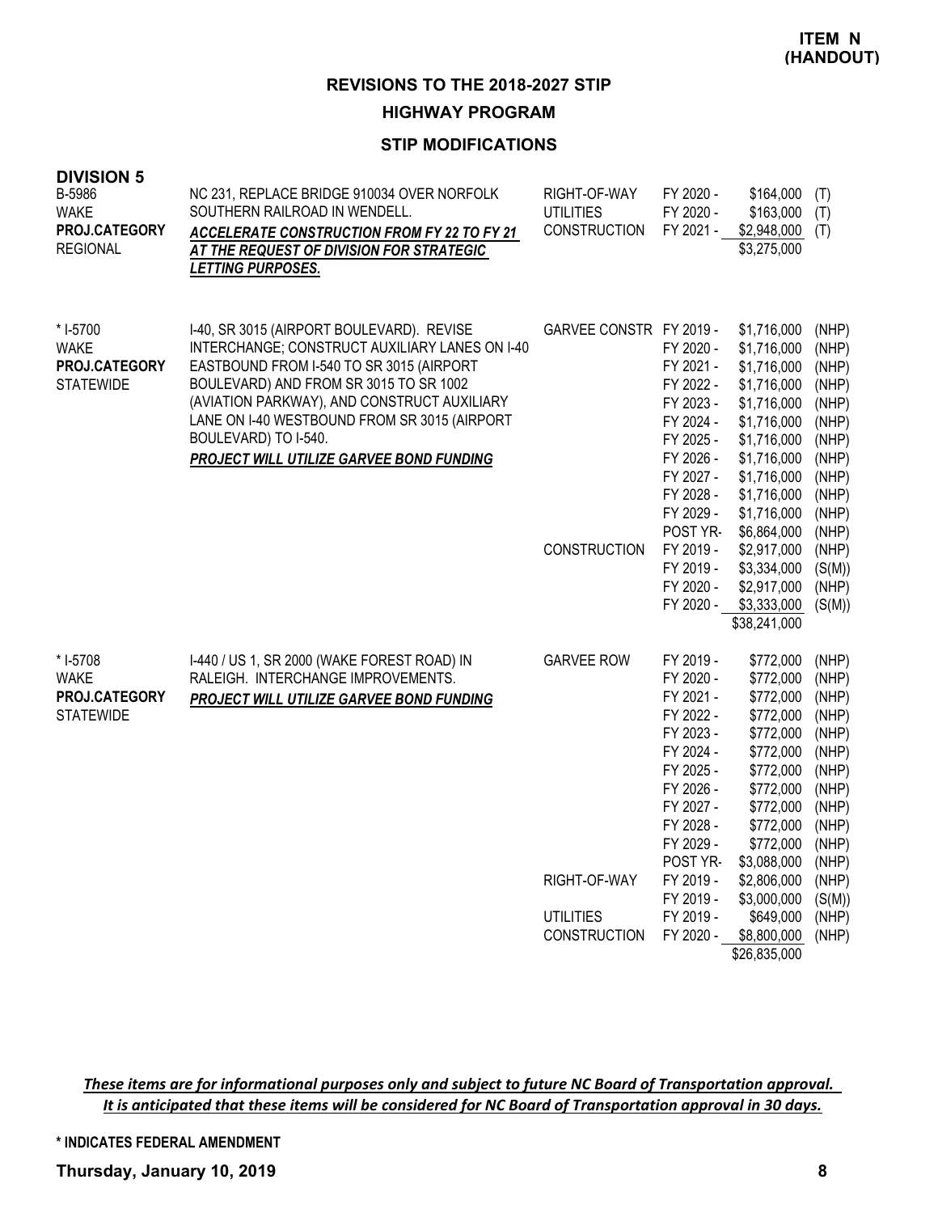**ITEM N (HANDOUT)**

# REVISIONS TO THE 2018-2027 STIP

## HIGHWAY PROGRAM

### STIP MODIFICATIONS

**DIVISION 5**

| Project | Description | Phase | Year | Amount | Source |
|---|---|---|---|---|---|
| B-5986<br>WAKE<br>**PROJ.CATEGORY**<br>REGIONAL | NC 231, REPLACE BRIDGE 910034 OVER NORFOLK SOUTHERN RAILROAD IN WENDELL.<br>***ACCELERATE CONSTRUCTION FROM FY 22 TO FY 21 AT THE REQUEST OF DIVISION FOR STRATEGIC LETTING PURPOSES.*** | RIGHT-OF-WAY | FY 2020 - | $164,000 | (T) |
| | | UTILITIES | FY 2020 - | $163,000 | (T) |
| | | CONSTRUCTION | FY 2021 - | $2,948,000 | (T) |
| | | | | $3,275,000 | |
| * I-5700<br>WAKE<br>**PROJ.CATEGORY**<br>STATEWIDE | I-40, SR 3015 (AIRPORT BOULEVARD). REVISE INTERCHANGE; CONSTRUCT AUXILIARY LANES ON I-40 EASTBOUND FROM I-540 TO SR 3015 (AIRPORT BOULEVARD) AND FROM SR 3015 TO SR 1002 (AVIATION PARKWAY), AND CONSTRUCT AUXILIARY LANE ON I-40 WESTBOUND FROM SR 3015 (AIRPORT BOULEVARD) TO I-540.<br>***PROJECT WILL UTILIZE GARVEE BOND FUNDING*** | GARVEE CONSTR | FY 2019 - | $1,716,000 | (NHP) |
| | | | FY 2020 - | $1,716,000 | (NHP) |
| | | | FY 2021 - | $1,716,000 | (NHP) |
| | | | FY 2022 - | $1,716,000 | (NHP) |
| | | | FY 2023 - | $1,716,000 | (NHP) |
| | | | FY 2024 - | $1,716,000 | (NHP) |
| | | | FY 2025 - | $1,716,000 | (NHP) |
| | | | FY 2026 - | $1,716,000 | (NHP) |
| | | | FY 2027 - | $1,716,000 | (NHP) |
| | | | FY 2028 - | $1,716,000 | (NHP) |
| | | | FY 2029 - | $1,716,000 | (NHP) |
| | | | POST YR- | $6,864,000 | (NHP) |
| | | CONSTRUCTION | FY 2019 - | $2,917,000 | (NHP) |
| | | | FY 2019 - | $3,334,000 | (S(M)) |
| | | | FY 2020 - | $2,917,000 | (NHP) |
| | | | FY 2020 - | $3,333,000 | (S(M)) |
| | | | | $38,241,000 | |
| * I-5708<br>WAKE<br>**PROJ.CATEGORY**<br>STATEWIDE | I-440 / US 1, SR 2000 (WAKE FOREST ROAD) IN RALEIGH. INTERCHANGE IMPROVEMENTS.<br>***PROJECT WILL UTILIZE GARVEE BOND FUNDING*** | GARVEE ROW | FY 2019 - | $772,000 | (NHP) |
| | | | FY 2020 - | $772,000 | (NHP) |
| | | | FY 2021 - | $772,000 | (NHP) |
| | | | FY 2022 - | $772,000 | (NHP) |
| | | | FY 2023 - | $772,000 | (NHP) |
| | | | FY 2024 - | $772,000 | (NHP) |
| | | | FY 2025 - | $772,000 | (NHP) |
| | | | FY 2026 - | $772,000 | (NHP) |
| | | | FY 2027 - | $772,000 | (NHP) |
| | | | FY 2028 - | $772,000 | (NHP) |
| | | | FY 2029 - | $772,000 | (NHP) |
| | | | POST YR- | $3,088,000 | (NHP) |
| | | RIGHT-OF-WAY | FY 2019 - | $2,806,000 | (NHP) |
| | | | FY 2019 - | $3,000,000 | (S(M)) |
| | | UTILITIES | FY 2019 - | $649,000 | (NHP) |
| | | CONSTRUCTION | FY 2020 - | $8,800,000 | (NHP) |
| | | | | $26,835,000 | |

***These items are for informational purposes only and subject to future NC Board of Transportation approval. It is anticipated that these items will be considered for NC Board of Transportation approval in 30 days.***

**\* INDICATES FEDERAL AMENDMENT**

**Thursday, January 10, 2019**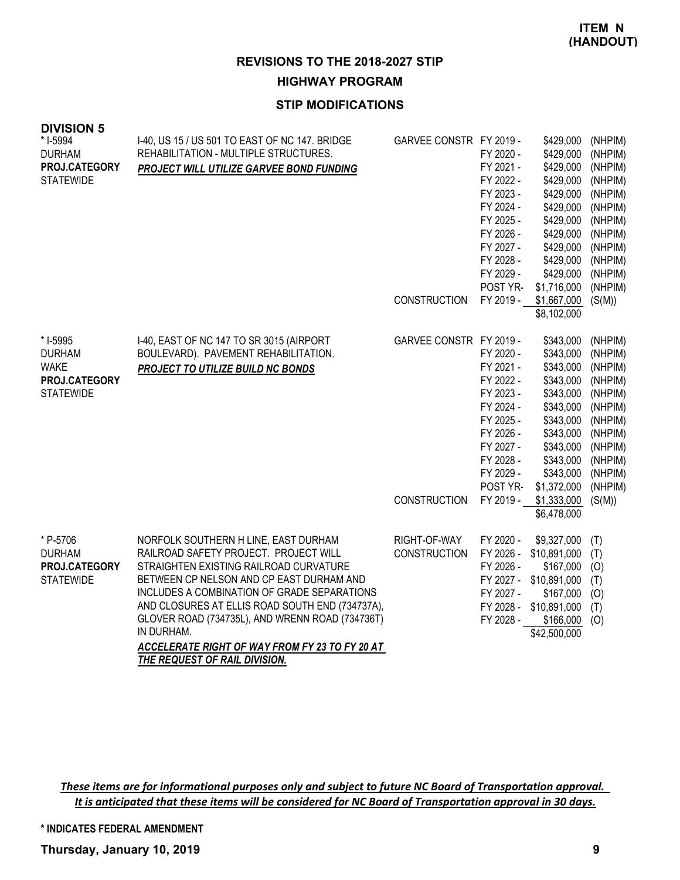**ITEM N (HANDOUT)**

# REVISIONS TO THE 2018-2027 STIP

## HIGHWAY PROGRAM

### STIP MODIFICATIONS

**DIVISION 5**

| Project | Description | Phase | Year | Amount | Fund |
|---|---|---|---|---|---|
| * I-5994<br>DURHAM<br>**PROJ.CATEGORY**<br>STATEWIDE | I-40, US 15 / US 501 TO EAST OF NC 147. BRIDGE REHABILITATION - MULTIPLE STRUCTURES.<br>***PROJECT WILL UTILIZE GARVEE BOND FUNDING*** | GARVEE CONSTR | FY 2019 - | $429,000 | (NHPIM) |
| | | | FY 2020 - | $429,000 | (NHPIM) |
| | | | FY 2021 - | $429,000 | (NHPIM) |
| | | | FY 2022 - | $429,000 | (NHPIM) |
| | | | FY 2023 - | $429,000 | (NHPIM) |
| | | | FY 2024 - | $429,000 | (NHPIM) |
| | | | FY 2025 - | $429,000 | (NHPIM) |
| | | | FY 2026 - | $429,000 | (NHPIM) |
| | | | FY 2027 - | $429,000 | (NHPIM) |
| | | | FY 2028 - | $429,000 | (NHPIM) |
| | | | FY 2029 - | $429,000 | (NHPIM) |
| | | | POST YR- | $1,716,000 | (NHPIM) |
| | | CONSTRUCTION | FY 2019 - | $1,667,000 | (S(M)) |
| | | | | $8,102,000 | |
| * I-5995<br>DURHAM<br>WAKE<br>**PROJ.CATEGORY**<br>STATEWIDE | I-40, EAST OF NC 147 TO SR 3015 (AIRPORT BOULEVARD). PAVEMENT REHABILITATION.<br>***PROJECT TO UTILIZE BUILD NC BONDS*** | GARVEE CONSTR | FY 2019 - | $343,000 | (NHPIM) |
| | | | FY 2020 - | $343,000 | (NHPIM) |
| | | | FY 2021 - | $343,000 | (NHPIM) |
| | | | FY 2022 - | $343,000 | (NHPIM) |
| | | | FY 2023 - | $343,000 | (NHPIM) |
| | | | FY 2024 - | $343,000 | (NHPIM) |
| | | | FY 2025 - | $343,000 | (NHPIM) |
| | | | FY 2026 - | $343,000 | (NHPIM) |
| | | | FY 2027 - | $343,000 | (NHPIM) |
| | | | FY 2028 - | $343,000 | (NHPIM) |
| | | | FY 2029 - | $343,000 | (NHPIM) |
| | | | POST YR- | $1,372,000 | (NHPIM) |
| | | CONSTRUCTION | FY 2019 - | $1,333,000 | (S(M)) |
| | | | | $6,478,000 | |
| * P-5706<br>DURHAM<br>**PROJ.CATEGORY**<br>STATEWIDE | NORFOLK SOUTHERN H LINE, EAST DURHAM RAILROAD SAFETY PROJECT. PROJECT WILL STRAIGHTEN EXISTING RAILROAD CURVATURE BETWEEN CP NELSON AND CP EAST DURHAM AND INCLUDES A COMBINATION OF GRADE SEPARATIONS AND CLOSURES AT ELLIS ROAD SOUTH END (734737A), GLOVER ROAD (734735L), AND WRENN ROAD (734736T) IN DURHAM.<br>***ACCELERATE RIGHT OF WAY FROM FY 23 TO FY 20 AT THE REQUEST OF RAIL DIVISION.*** | RIGHT-OF-WAY | FY 2020 - | $9,327,000 | (T) |
| | | CONSTRUCTION | FY 2026 - | $10,891,000 | (T) |
| | | | FY 2026 - | $167,000 | (O) |
| | | | FY 2027 - | $10,891,000 | (T) |
| | | | FY 2027 - | $167,000 | (O) |
| | | | FY 2028 - | $10,891,000 | (T) |
| | | | FY 2028 - | $166,000 | (O) |
| | | | | $42,500,000 | |

***These items are for informational purposes only and subject to future NC Board of Transportation approval. It is anticipated that these items will be considered for NC Board of Transportation approval in 30 days.***

**\* INDICATES FEDERAL AMENDMENT**

**Thursday, January 10, 2019**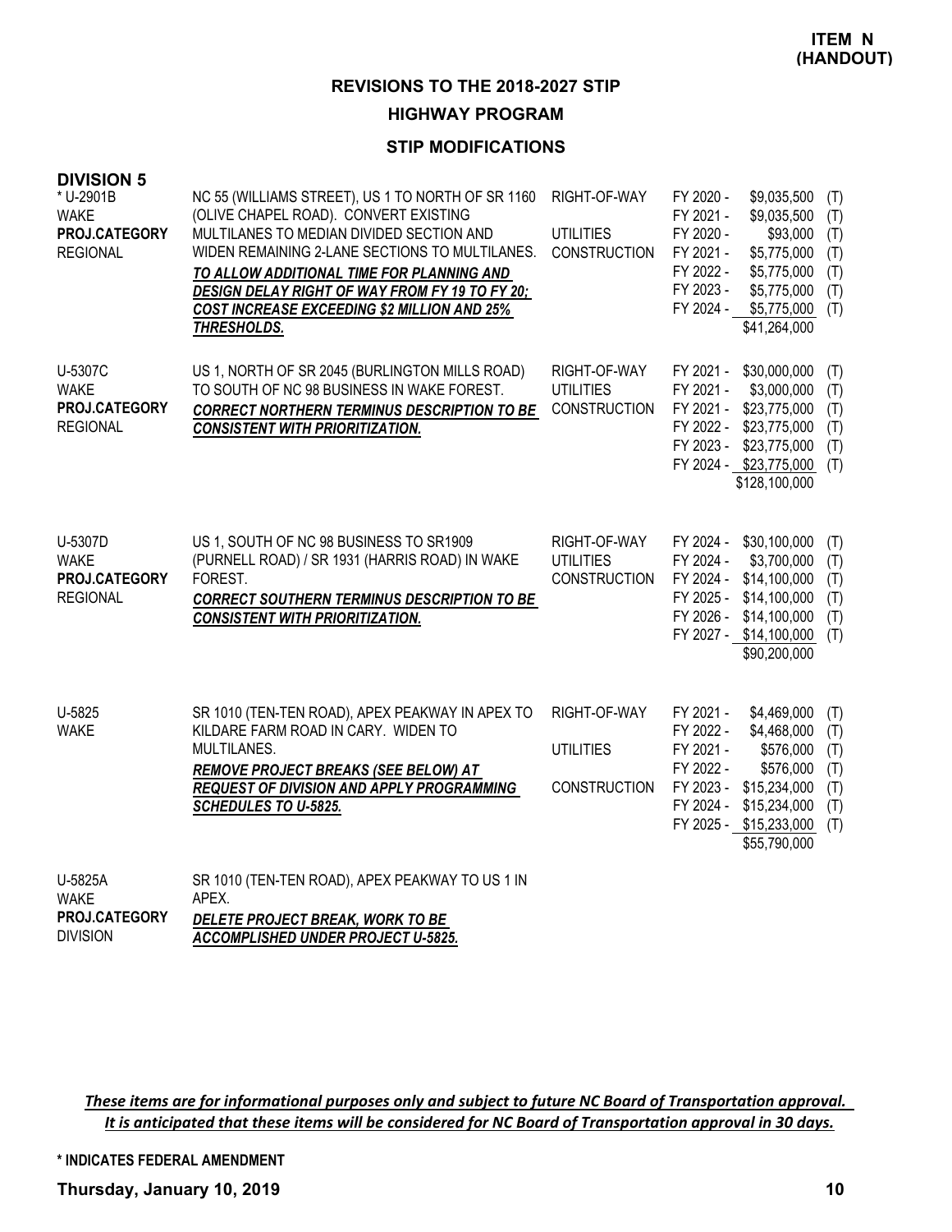**ITEM N (HANDOUT)**

## REVISIONS TO THE 2018-2027 STIP

## HIGHWAY PROGRAM

### STIP MODIFICATIONS

**DIVISION 5**

| | | | | | |
|---|---|---|---|---|---|
| * U-2901B<br>WAKE<br>**PROJ.CATEGORY**<br>REGIONAL | NC 55 (WILLIAMS STREET), US 1 TO NORTH OF SR 1160 (OLIVE CHAPEL ROAD). CONVERT EXISTING MULTILANES TO MEDIAN DIVIDED SECTION AND WIDEN REMAINING 2-LANE SECTIONS TO MULTILANES.<br>***TO ALLOW ADDITIONAL TIME FOR PLANNING AND DESIGN DELAY RIGHT OF WAY FROM FY 19 TO FY 20; COST INCREASE EXCEEDING $2 MILLION AND 25% THRESHOLDS.*** | RIGHT-OF-WAY | FY 2020 - | $9,035,500 | (T) |
| | | | FY 2021 - | $9,035,500 | (T) |
| | | UTILITIES | FY 2020 - | $93,000 | (T) |
| | | CONSTRUCTION | FY 2021 - | $5,775,000 | (T) |
| | | | FY 2022 - | $5,775,000 | (T) |
| | | | FY 2023 - | $5,775,000 | (T) |
| | | | FY 2024 - | $5,775,000 | (T) |
| | | | | $41,264,000 | |
| U-5307C<br>WAKE<br>**PROJ.CATEGORY**<br>REGIONAL | US 1, NORTH OF SR 2045 (BURLINGTON MILLS ROAD) TO SOUTH OF NC 98 BUSINESS IN WAKE FOREST.<br>***CORRECT NORTHERN TERMINUS DESCRIPTION TO BE CONSISTENT WITH PRIORITIZATION.*** | RIGHT-OF-WAY | FY 2021 - | $30,000,000 | (T) |
| | | UTILITIES | FY 2021 - | $3,000,000 | (T) |
| | | CONSTRUCTION | FY 2021 - | $23,775,000 | (T) |
| | | | FY 2022 - | $23,775,000 | (T) |
| | | | FY 2023 - | $23,775,000 | (T) |
| | | | FY 2024 - | $23,775,000 | (T) |
| | | | | $128,100,000 | |
| U-5307D<br>WAKE<br>**PROJ.CATEGORY**<br>REGIONAL | US 1, SOUTH OF NC 98 BUSINESS TO SR1909 (PURNELL ROAD) / SR 1931 (HARRIS ROAD) IN WAKE FOREST.<br>***CORRECT SOUTHERN TERMINUS DESCRIPTION TO BE CONSISTENT WITH PRIORITIZATION.*** | RIGHT-OF-WAY | FY 2024 - | $30,100,000 | (T) |
| | | UTILITIES | FY 2024 - | $3,700,000 | (T) |
| | | CONSTRUCTION | FY 2024 - | $14,100,000 | (T) |
| | | | FY 2025 - | $14,100,000 | (T) |
| | | | FY 2026 - | $14,100,000 | (T) |
| | | | FY 2027 - | $14,100,000 | (T) |
| | | | | $90,200,000 | |
| U-5825<br>WAKE | SR 1010 (TEN-TEN ROAD), APEX PEAKWAY IN APEX TO KILDARE FARM ROAD IN CARY. WIDEN TO MULTILANES.<br>***REMOVE PROJECT BREAKS (SEE BELOW) AT REQUEST OF DIVISION AND APPLY PROGRAMMING SCHEDULES TO U-5825.*** | RIGHT-OF-WAY | FY 2021 - | $4,469,000 | (T) |
| | | | FY 2022 - | $4,468,000 | (T) |
| | | UTILITIES | FY 2021 - | $576,000 | (T) |
| | | | FY 2022 - | $576,000 | (T) |
| | | CONSTRUCTION | FY 2023 - | $15,234,000 | (T) |
| | | | FY 2024 - | $15,234,000 | (T) |
| | | | FY 2025 - | $15,233,000 | (T) |
| | | | | $55,790,000 | |
| U-5825A<br>WAKE<br>**PROJ.CATEGORY**<br>DIVISION | SR 1010 (TEN-TEN ROAD), APEX PEAKWAY TO US 1 IN APEX.<br>***DELETE PROJECT BREAK, WORK TO BE ACCOMPLISHED UNDER PROJECT U-5825.*** | | | | |

*These items are for informational purposes only and subject to future NC Board of Transportation approval. It is anticipated that these items will be considered for NC Board of Transportation approval in 30 days.*

**\* INDICATES FEDERAL AMENDMENT**

**Thursday, January 10, 2019**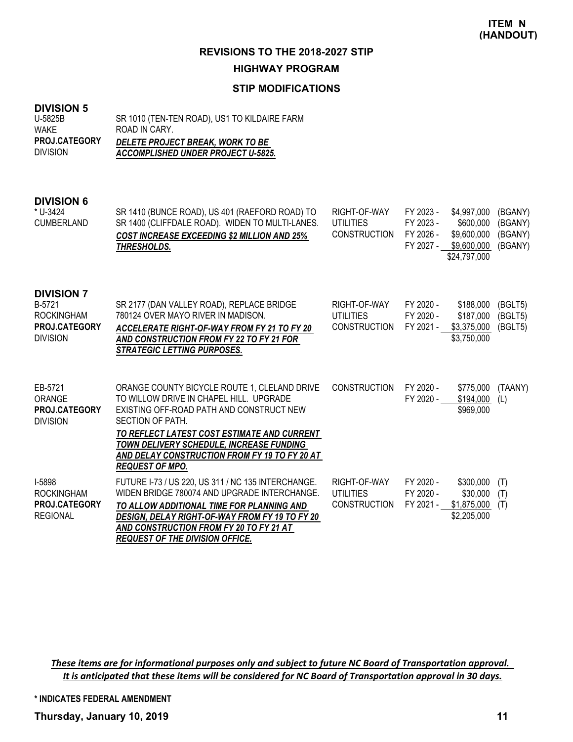**ITEM N (HANDOUT)**

## REVISIONS TO THE 2018-2027 STIP

### HIGHWAY PROGRAM

### STIP MODIFICATIONS

**DIVISION 5**

| | | | | | |
|---|---|---|---|---|---|
| U-5825B<br>WAKE<br>**PROJ.CATEGORY**<br>DIVISION | SR 1010 (TEN-TEN ROAD), US1 TO KILDAIRE FARM ROAD IN CARY.<br>***DELETE PROJECT BREAK, WORK TO BE ACCOMPLISHED UNDER PROJECT U-5825.*** | | | | |

**DIVISION 6**

| | | | | | |
|---|---|---|---|---|---|
| * U-3424<br>CUMBERLAND | SR 1410 (BUNCE ROAD), US 401 (RAEFORD ROAD) TO SR 1400 (CLIFFDALE ROAD). WIDEN TO MULTI-LANES.<br>***COST INCREASE EXCEEDING $2 MILLION AND 25% THRESHOLDS.*** | RIGHT-OF-WAY<br>UTILITIES<br>CONSTRUCTION | FY 2023 -<br>FY 2023 -<br>FY 2026 -<br>FY 2027 - | $4,997,000<br>$600,000<br>$9,600,000<br>$9,600,000<br>$24,797,000 | (BGANY)<br>(BGANY)<br>(BGANY)<br>(BGANY) |

**DIVISION 7**

| | | | | | |
|---|---|---|---|---|---|
| B-5721<br>ROCKINGHAM<br>**PROJ.CATEGORY**<br>DIVISION | SR 2177 (DAN VALLEY ROAD), REPLACE BRIDGE 780124 OVER MAYO RIVER IN MADISON.<br>***ACCELERATE RIGHT-OF-WAY FROM FY 21 TO FY 20 AND CONSTRUCTION FROM FY 22 TO FY 21 FOR STRATEGIC LETTING PURPOSES.*** | RIGHT-OF-WAY<br>UTILITIES<br>CONSTRUCTION | FY 2020 -<br>FY 2020 -<br>FY 2021 - | $188,000<br>$187,000<br>$3,375,000<br>$3,750,000 | (BGLT5)<br>(BGLT5)<br>(BGLT5) |
| EB-5721<br>ORANGE<br>**PROJ.CATEGORY**<br>DIVISION | ORANGE COUNTY BICYCLE ROUTE 1, CLELAND DRIVE TO WILLOW DRIVE IN CHAPEL HILL. UPGRADE EXISTING OFF-ROAD PATH AND CONSTRUCT NEW SECTION OF PATH.<br>***TO REFLECT LATEST COST ESTIMATE AND CURRENT TOWN DELIVERY SCHEDULE, INCREASE FUNDING AND DELAY CONSTRUCTION FROM FY 19 TO FY 20 AT REQUEST OF MPO.*** | CONSTRUCTION | FY 2020 -<br>FY 2020 - | $775,000<br>$194,000<br>$969,000 | (TAANY)<br>(L) |
| I-5898<br>ROCKINGHAM<br>**PROJ.CATEGORY**<br>REGIONAL | FUTURE I-73 / US 220, US 311 / NC 135 INTERCHANGE. WIDEN BRIDGE 780074 AND UPGRADE INTERCHANGE.<br>***TO ALLOW ADDITIONAL TIME FOR PLANNING AND DESIGN, DELAY RIGHT-OF-WAY FROM FY 19 TO FY 20 AND CONSTRUCTION FROM FY 20 TO FY 21 AT REQUEST OF THE DIVISION OFFICE.*** | RIGHT-OF-WAY<br>UTILITIES<br>CONSTRUCTION | FY 2020 -<br>FY 2020 -<br>FY 2021 - | $300,000<br>$30,000<br>$1,875,000<br>$2,205,000 | (T)<br>(T)<br>(T) |

*These items are for informational purposes only and subject to future NC Board of Transportation approval. It is anticipated that these items will be considered for NC Board of Transportation approval in 30 days.*

**\* INDICATES FEDERAL AMENDMENT**

**Thursday, January 10, 2019**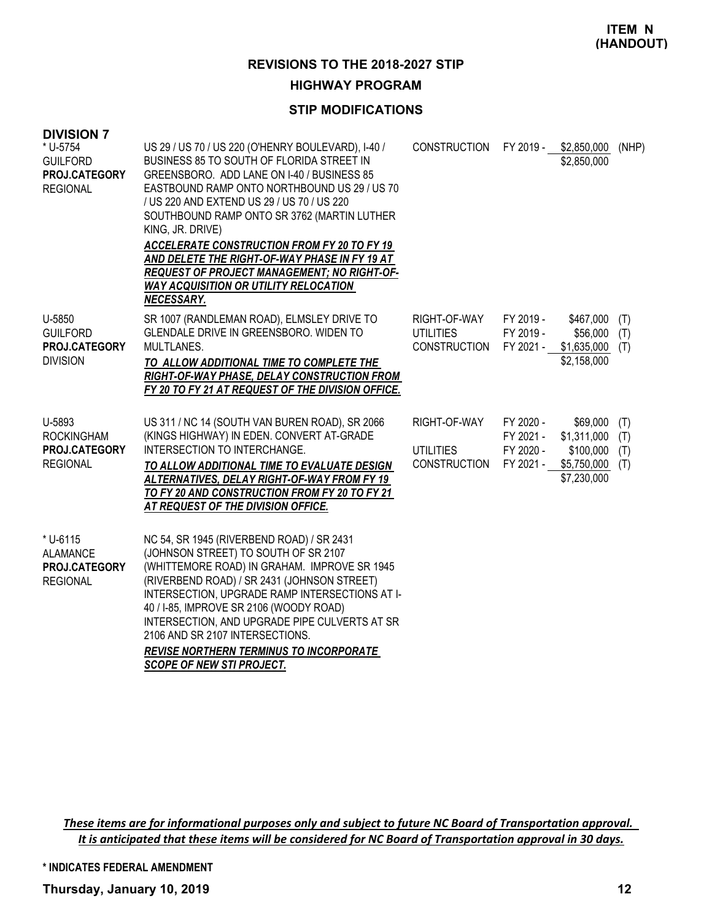**ITEM N (HANDOUT)**

## REVISIONS TO THE 2018-2027 STIP

### HIGHWAY PROGRAM

### STIP MODIFICATIONS

**DIVISION 7**

| | | | | | |
|---|---|---|---|---|---|
| * U-5754<br>GUILFORD<br>**PROJ.CATEGORY**<br>REGIONAL | US 29 / US 70 / US 220 (O'HENRY BOULEVARD), I-40 / BUSINESS 85 TO SOUTH OF FLORIDA STREET IN GREENSBORO. ADD LANE ON I-40 / BUSINESS 85 EASTBOUND RAMP ONTO NORTHBOUND US 29 / US 70 / US 220 AND EXTEND US 29 / US 70 / US 220 SOUTHBOUND RAMP ONTO SR 3762 (MARTIN LUTHER KING, JR. DRIVE)<br>***ACCELERATE CONSTRUCTION FROM FY 20 TO FY 19 AND DELETE THE RIGHT-OF-WAY PHASE IN FY 19 AT REQUEST OF PROJECT MANAGEMENT; NO RIGHT-OF-WAY ACQUISITION OR UTILITY RELOCATION NECESSARY.*** | CONSTRUCTION | FY 2019 - | $2,850,000<br>$2,850,000 | (NHP) |
| U-5850<br>GUILFORD<br>**PROJ.CATEGORY**<br>DIVISION | SR 1007 (RANDLEMAN ROAD), ELMSLEY DRIVE TO GLENDALE DRIVE IN GREENSBORO. WIDEN TO MULTLANES.<br>***TO ALLOW ADDITIONAL TIME TO COMPLETE THE RIGHT-OF-WAY PHASE, DELAY CONSTRUCTION FROM FY 20 TO FY 21 AT REQUEST OF THE DIVISION OFFICE.*** | RIGHT-OF-WAY<br>UTILITIES<br>CONSTRUCTION | FY 2019 -<br>FY 2019 -<br>FY 2021 - | $467,000<br>$56,000<br>$1,635,000<br>$2,158,000 | (T)<br>(T)<br>(T) |
| U-5893<br>ROCKINGHAM<br>**PROJ.CATEGORY**<br>REGIONAL | US 311 / NC 14 (SOUTH VAN BUREN ROAD), SR 2066 (KINGS HIGHWAY) IN EDEN. CONVERT AT-GRADE INTERSECTION TO INTERCHANGE.<br>***TO ALLOW ADDITIONAL TIME TO EVALUATE DESIGN ALTERNATIVES, DELAY RIGHT-OF-WAY FROM FY 19 TO FY 20 AND CONSTRUCTION FROM FY 20 TO FY 21 AT REQUEST OF THE DIVISION OFFICE.*** | RIGHT-OF-WAY<br><br>UTILITIES<br>CONSTRUCTION | FY 2020 -<br>FY 2021 -<br>FY 2020 -<br>FY 2021 - | $69,000<br>$1,311,000<br>$100,000<br>$5,750,000<br>$7,230,000 | (T)<br>(T)<br>(T)<br>(T) |
| * U-6115<br>ALAMANCE<br>**PROJ.CATEGORY**<br>REGIONAL | NC 54, SR 1945 (RIVERBEND ROAD) / SR 2431 (JOHNSON STREET) TO SOUTH OF SR 2107 (WHITTEMORE ROAD) IN GRAHAM. IMPROVE SR 1945 (RIVERBEND ROAD) / SR 2431 (JOHNSON STREET) INTERSECTION, UPGRADE RAMP INTERSECTIONS AT I-40 / I-85, IMPROVE SR 2106 (WOODY ROAD) INTERSECTION, AND UPGRADE PIPE CULVERTS AT SR 2106 AND SR 2107 INTERSECTIONS.<br>***REVISE NORTHERN TERMINUS TO INCORPORATE SCOPE OF NEW STI PROJECT.*** | | | | |

***These items are for informational purposes only and subject to future NC Board of Transportation approval. It is anticipated that these items will be considered for NC Board of Transportation approval in 30 days.***

**\* INDICATES FEDERAL AMENDMENT**

**Thursday, January 10, 2019**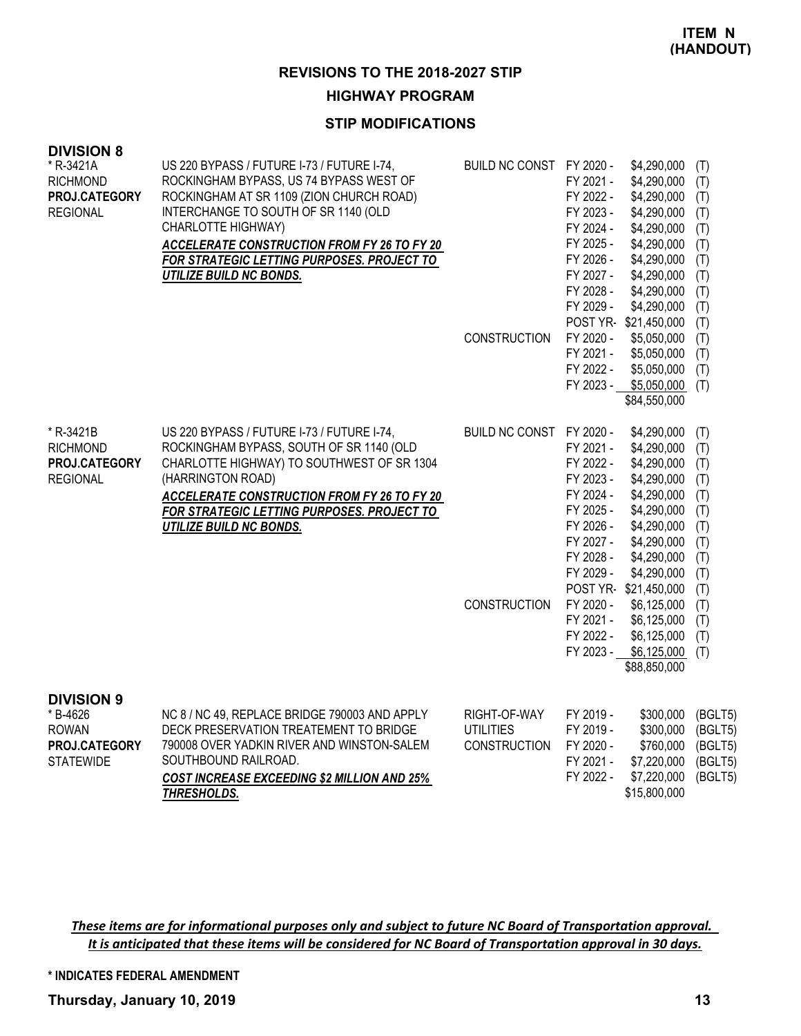**ITEM N (HANDOUT)**

## REVISIONS TO THE 2018-2027 STIP

## HIGHWAY PROGRAM

### STIP MODIFICATIONS

**DIVISION 8**

| | | | | | |
|---|---|---|---|---|---|
| * R-3421A<br>RICHMOND<br>**PROJ.CATEGORY**<br>REGIONAL | US 220 BYPASS / FUTURE I-73 / FUTURE I-74, ROCKINGHAM BYPASS, US 74 BYPASS WEST OF ROCKINGHAM AT SR 1109 (ZION CHURCH ROAD) INTERCHANGE TO SOUTH OF SR 1140 (OLD CHARLOTTE HIGHWAY)<br>***ACCELERATE CONSTRUCTION FROM FY 26 TO FY 20 FOR STRATEGIC LETTING PURPOSES. PROJECT TO UTILIZE BUILD NC BONDS.*** | BUILD NC CONST | FY 2020 - | $4,290,000 | (T) |
| | | | FY 2021 - | $4,290,000 | (T) |
| | | | FY 2022 - | $4,290,000 | (T) |
| | | | FY 2023 - | $4,290,000 | (T) |
| | | | FY 2024 - | $4,290,000 | (T) |
| | | | FY 2025 - | $4,290,000 | (T) |
| | | | FY 2026 - | $4,290,000 | (T) |
| | | | FY 2027 - | $4,290,000 | (T) |
| | | | FY 2028 - | $4,290,000 | (T) |
| | | | FY 2029 - | $4,290,000 | (T) |
| | | | POST YR- | $21,450,000 | (T) |
| | | CONSTRUCTION | FY 2020 - | $5,050,000 | (T) |
| | | | FY 2021 - | $5,050,000 | (T) |
| | | | FY 2022 - | $5,050,000 | (T) |
| | | | FY 2023 - | $5,050,000 | (T) |
| | | | | $84,550,000 | |
| * R-3421B<br>RICHMOND<br>**PROJ.CATEGORY**<br>REGIONAL | US 220 BYPASS / FUTURE I-73 / FUTURE I-74, ROCKINGHAM BYPASS, SOUTH OF SR 1140 (OLD CHARLOTTE HIGHWAY) TO SOUTHWEST OF SR 1304 (HARRINGTON ROAD)<br>***ACCELERATE CONSTRUCTION FROM FY 26 TO FY 20 FOR STRATEGIC LETTING PURPOSES. PROJECT TO UTILIZE BUILD NC BONDS.*** | BUILD NC CONST | FY 2020 - | $4,290,000 | (T) |
| | | | FY 2021 - | $4,290,000 | (T) |
| | | | FY 2022 - | $4,290,000 | (T) |
| | | | FY 2023 - | $4,290,000 | (T) |
| | | | FY 2024 - | $4,290,000 | (T) |
| | | | FY 2025 - | $4,290,000 | (T) |
| | | | FY 2026 - | $4,290,000 | (T) |
| | | | FY 2027 - | $4,290,000 | (T) |
| | | | FY 2028 - | $4,290,000 | (T) |
| | | | FY 2029 - | $4,290,000 | (T) |
| | | | POST YR- | $21,450,000 | (T) |
| | | CONSTRUCTION | FY 2020 - | $6,125,000 | (T) |
| | | | FY 2021 - | $6,125,000 | (T) |
| | | | FY 2022 - | $6,125,000 | (T) |
| | | | FY 2023 - | $6,125,000 | (T) |
| | | | | $88,850,000 | |

**DIVISION 9**

| | | | | | |
|---|---|---|---|---|---|
| * B-4626<br>ROWAN<br>**PROJ.CATEGORY**<br>STATEWIDE | NC 8 / NC 49, REPLACE BRIDGE 790003 AND APPLY DECK PRESERVATION TREATEMENT TO BRIDGE 790008 OVER YADKIN RIVER AND WINSTON-SALEM SOUTHBOUND RAILROAD.<br>***COST INCREASE EXCEEDING $2 MILLION AND 25% THRESHOLDS.*** | RIGHT-OF-WAY | FY 2019 - | $300,000 | (BGLT5) |
| | | UTILITIES | FY 2019 - | $300,000 | (BGLT5) |
| | | CONSTRUCTION | FY 2020 - | $760,000 | (BGLT5) |
| | | | FY 2021 - | $7,220,000 | (BGLT5) |
| | | | FY 2022 - | $7,220,000 | (BGLT5) |
| | | | | $15,800,000 | |

*These items are for informational purposes only and subject to future NC Board of Transportation approval. It is anticipated that these items will be considered for NC Board of Transportation approval in 30 days.*

**\* INDICATES FEDERAL AMENDMENT**

**Thursday, January 10, 2019**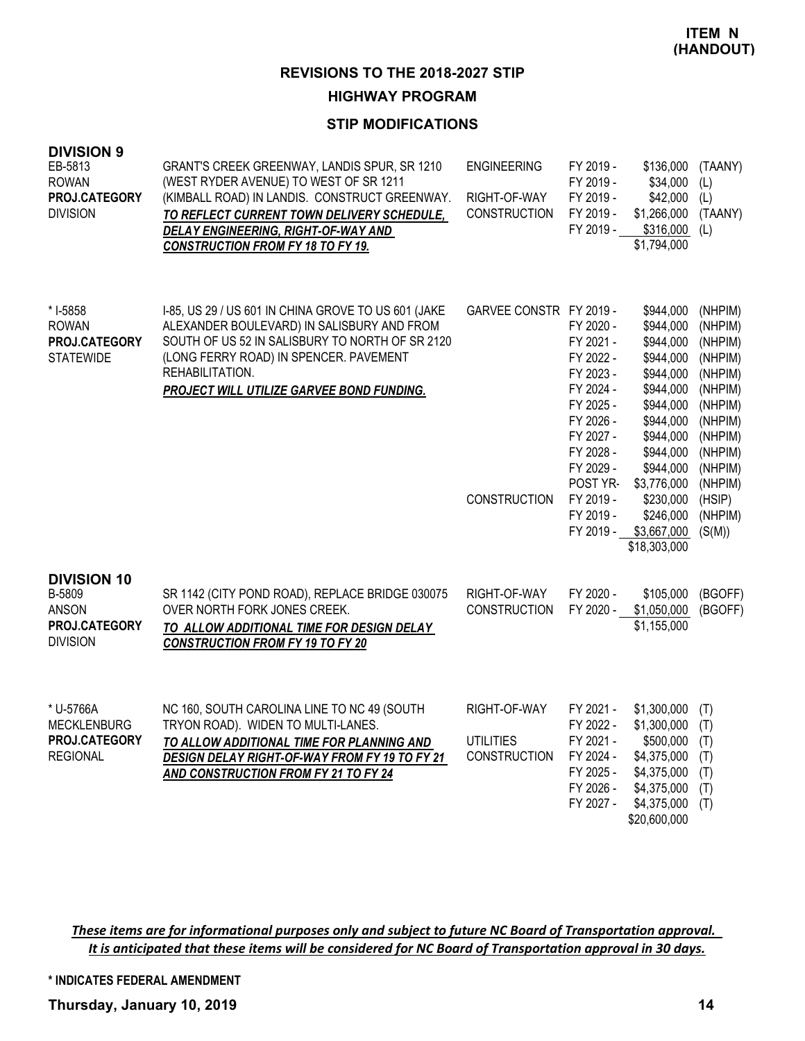**ITEM N (HANDOUT)**

# REVISIONS TO THE 2018-2027 STIP

## HIGHWAY PROGRAM

### STIP MODIFICATIONS

**DIVISION 9**

| | | | | | |
|---|---|---|---|---|---|
| EB-5813<br>ROWAN<br>**PROJ.CATEGORY**<br>DIVISION | GRANT'S CREEK GREENWAY, LANDIS SPUR, SR 1210 (WEST RYDER AVENUE) TO WEST OF SR 1211 (KIMBALL ROAD) IN LANDIS. CONSTRUCT GREENWAY.<br>***TO REFLECT CURRENT TOWN DELIVERY SCHEDULE, DELAY ENGINEERING, RIGHT-OF-WAY AND CONSTRUCTION FROM FY 18 TO FY 19.*** | ENGINEERING | FY 2019 - | $136,000 | (TAANY) |
| | | | FY 2019 - | $34,000 | (L) |
| | | RIGHT-OF-WAY | FY 2019 - | $42,000 | (L) |
| | | CONSTRUCTION | FY 2019 - | $1,266,000 | (TAANY) |
| | | | FY 2019 - | $316,000 | (L) |
| | | | | $1,794,000 | |
| * I-5858<br>ROWAN<br>**PROJ.CATEGORY**<br>STATEWIDE | I-85, US 29 / US 601 IN CHINA GROVE TO US 601 (JAKE ALEXANDER BOULEVARD) IN SALISBURY AND FROM SOUTH OF US 52 IN SALISBURY TO NORTH OF SR 2120 (LONG FERRY ROAD) IN SPENCER. PAVEMENT REHABILITATION.<br>***PROJECT WILL UTILIZE GARVEE BOND FUNDING.*** | GARVEE CONSTR | FY 2019 - | $944,000 | (NHPIM) |
| | | | FY 2020 - | $944,000 | (NHPIM) |
| | | | FY 2021 - | $944,000 | (NHPIM) |
| | | | FY 2022 - | $944,000 | (NHPIM) |
| | | | FY 2023 - | $944,000 | (NHPIM) |
| | | | FY 2024 - | $944,000 | (NHPIM) |
| | | | FY 2025 - | $944,000 | (NHPIM) |
| | | | FY 2026 - | $944,000 | (NHPIM) |
| | | | FY 2027 - | $944,000 | (NHPIM) |
| | | | FY 2028 - | $944,000 | (NHPIM) |
| | | | FY 2029 - | $944,000 | (NHPIM) |
| | | | POST YR- | $3,776,000 | (NHPIM) |
| | | CONSTRUCTION | FY 2019 - | $230,000 | (HSIP) |
| | | | FY 2019 - | $246,000 | (NHPIM) |
| | | | FY 2019 - | $3,667,000 | (S(M)) |
| | | | | $18,303,000 | |

**DIVISION 10**

| | | | | | |
|---|---|---|---|---|---|
| B-5809<br>ANSON<br>**PROJ.CATEGORY**<br>DIVISION | SR 1142 (CITY POND ROAD), REPLACE BRIDGE 030075 OVER NORTH FORK JONES CREEK.<br>***TO ALLOW ADDITIONAL TIME FOR DESIGN DELAY CONSTRUCTION FROM FY 19 TO FY 20*** | RIGHT-OF-WAY | FY 2020 - | $105,000 | (BGOFF) |
| | | CONSTRUCTION | FY 2020 - | $1,050,000 | (BGOFF) |
| | | | | $1,155,000 | |
| * U-5766A<br>MECKLENBURG<br>**PROJ.CATEGORY**<br>REGIONAL | NC 160, SOUTH CAROLINA LINE TO NC 49 (SOUTH TRYON ROAD). WIDEN TO MULTI-LANES.<br>***TO ALLOW ADDITIONAL TIME FOR PLANNING AND DESIGN DELAY RIGHT-OF-WAY FROM FY 19 TO FY 21 AND CONSTRUCTION FROM FY 21 TO FY 24*** | RIGHT-OF-WAY | FY 2021 - | $1,300,000 | (T) |
| | | | FY 2022 - | $1,300,000 | (T) |
| | | UTILITIES | FY 2021 - | $500,000 | (T) |
| | | CONSTRUCTION | FY 2024 - | $4,375,000 | (T) |
| | | | FY 2025 - | $4,375,000 | (T) |
| | | | FY 2026 - | $4,375,000 | (T) |
| | | | FY 2027 - | $4,375,000 | (T) |
| | | | | $20,600,000 | |

***These items are for informational purposes only and subject to future NC Board of Transportation approval. It is anticipated that these items will be considered for NC Board of Transportation approval in 30 days.***

**\* INDICATES FEDERAL AMENDMENT**

**Thursday, January 10, 2019**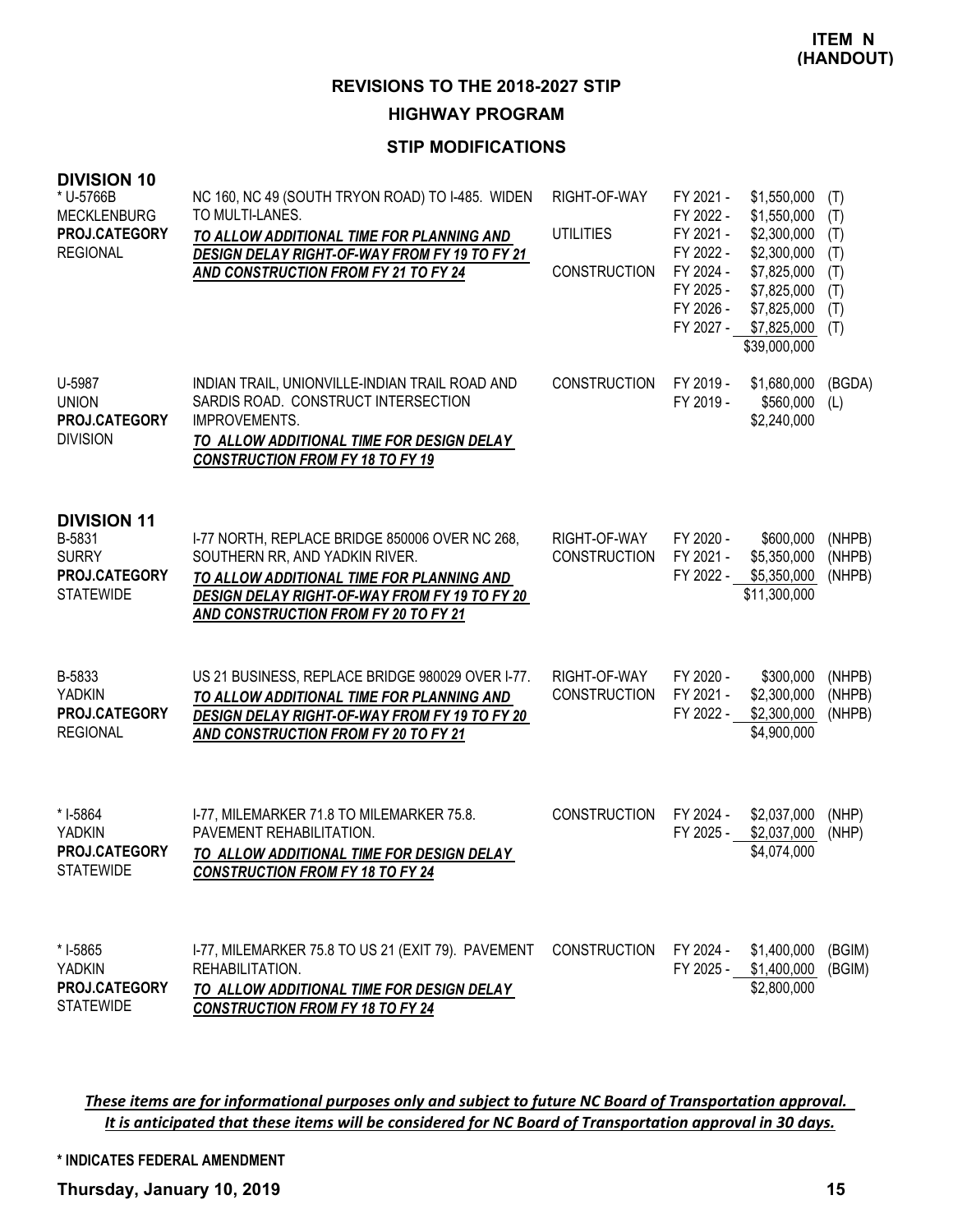**ITEM N (HANDOUT)**

## REVISIONS TO THE 2018-2027 STIP

## HIGHWAY PROGRAM

### STIP MODIFICATIONS

### DIVISION 10

| Project | Description | Work Type | Fiscal Year | Amount | Fund |
|---|---|---|---|---|---|
| * U-5766B<br>MECKLENBURG<br>**PROJ.CATEGORY**<br>REGIONAL | NC 160, NC 49 (SOUTH TRYON ROAD) TO I-485. WIDEN TO MULTI-LANES.<br>***TO ALLOW ADDITIONAL TIME FOR PLANNING AND DESIGN DELAY RIGHT-OF-WAY FROM FY 19 TO FY 21 AND CONSTRUCTION FROM FY 21 TO FY 24*** | RIGHT-OF-WAY | FY 2021 - | $1,550,000 | (T) |
| | | | FY 2022 - | $1,550,000 | (T) |
| | | UTILITIES | FY 2021 - | $2,300,000 | (T) |
| | | | FY 2022 - | $2,300,000 | (T) |
| | | CONSTRUCTION | FY 2024 - | $7,825,000 | (T) |
| | | | FY 2025 - | $7,825,000 | (T) |
| | | | FY 2026 - | $7,825,000 | (T) |
| | | | FY 2027 - | $7,825,000 | (T) |
| | | | | $39,000,000 | |
| U-5987<br>UNION<br>**PROJ.CATEGORY**<br>DIVISION | INDIAN TRAIL, UNIONVILLE-INDIAN TRAIL ROAD AND SARDIS ROAD. CONSTRUCT INTERSECTION IMPROVEMENTS.<br>***TO ALLOW ADDITIONAL TIME FOR DESIGN DELAY CONSTRUCTION FROM FY 18 TO FY 19*** | CONSTRUCTION | FY 2019 - | $1,680,000 | (BGDA) |
| | | | FY 2019 - | $560,000 | (L) |
| | | | | $2,240,000 | |

### DIVISION 11

| Project | Description | Work Type | Fiscal Year | Amount | Fund |
|---|---|---|---|---|---|
| B-5831<br>SURRY<br>**PROJ.CATEGORY**<br>STATEWIDE | I-77 NORTH, REPLACE BRIDGE 850006 OVER NC 268, SOUTHERN RR, AND YADKIN RIVER.<br>***TO ALLOW ADDITIONAL TIME FOR PLANNING AND DESIGN DELAY RIGHT-OF-WAY FROM FY 19 TO FY 20 AND CONSTRUCTION FROM FY 20 TO FY 21*** | RIGHT-OF-WAY | FY 2020 - | $600,000 | (NHPB) |
| | | CONSTRUCTION | FY 2021 - | $5,350,000 | (NHPB) |
| | | | FY 2022 - | $5,350,000 | (NHPB) |
| | | | | $11,300,000 | |
| B-5833<br>YADKIN<br>**PROJ.CATEGORY**<br>REGIONAL | US 21 BUSINESS, REPLACE BRIDGE 980029 OVER I-77.<br>***TO ALLOW ADDITIONAL TIME FOR PLANNING AND DESIGN DELAY RIGHT-OF-WAY FROM FY 19 TO FY 20 AND CONSTRUCTION FROM FY 20 TO FY 21*** | RIGHT-OF-WAY | FY 2020 - | $300,000 | (NHPB) |
| | | CONSTRUCTION | FY 2021 - | $2,300,000 | (NHPB) |
| | | | FY 2022 - | $2,300,000 | (NHPB) |
| | | | | $4,900,000 | |
| * I-5864<br>YADKIN<br>**PROJ.CATEGORY**<br>STATEWIDE | I-77, MILEMARKER 71.8 TO MILEMARKER 75.8. PAVEMENT REHABILITATION.<br>***TO ALLOW ADDITIONAL TIME FOR DESIGN DELAY CONSTRUCTION FROM FY 18 TO FY 24*** | CONSTRUCTION | FY 2024 - | $2,037,000 | (NHP) |
| | | | FY 2025 - | $2,037,000 | (NHP) |
| | | | | $4,074,000 | |
| * I-5865<br>YADKIN<br>**PROJ.CATEGORY**<br>STATEWIDE | I-77, MILEMARKER 75.8 TO US 21 (EXIT 79). PAVEMENT REHABILITATION.<br>***TO ALLOW ADDITIONAL TIME FOR DESIGN DELAY CONSTRUCTION FROM FY 18 TO FY 24*** | CONSTRUCTION | FY 2024 - | $1,400,000 | (BGIM) |
| | | | FY 2025 - | $1,400,000 | (BGIM) |
| | | | | $2,800,000 | |

***These items are for informational purposes only and subject to future NC Board of Transportation approval. It is anticipated that these items will be considered for NC Board of Transportation approval in 30 days.***

**\* INDICATES FEDERAL AMENDMENT**

**Thursday, January 10, 2019**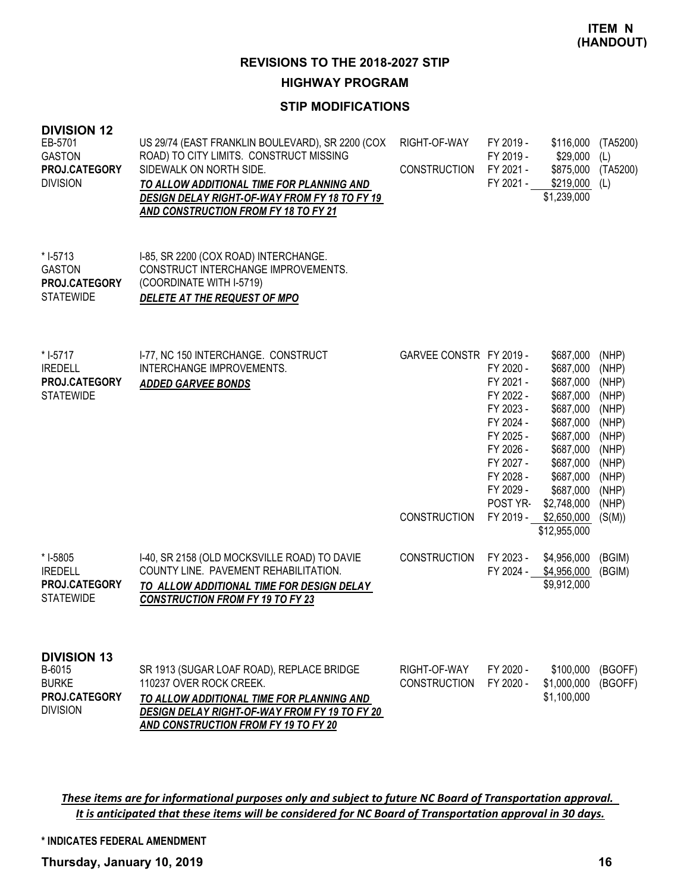**ITEM N (HANDOUT)**

# REVISIONS TO THE 2018-2027 STIP

## HIGHWAY PROGRAM

### STIP MODIFICATIONS

**DIVISION 12**

| | | | | | |
|---|---|---|---|---|---|
| EB-5701<br>GASTON<br>**PROJ.CATEGORY**<br>DIVISION | US 29/74 (EAST FRANKLIN BOULEVARD), SR 2200 (COX ROAD) TO CITY LIMITS. CONSTRUCT MISSING SIDEWALK ON NORTH SIDE.<br>***TO ALLOW ADDITIONAL TIME FOR PLANNING AND DESIGN DELAY RIGHT-OF-WAY FROM FY 18 TO FY 19 AND CONSTRUCTION FROM FY 18 TO FY 21*** | RIGHT-OF-WAY | FY 2019 - | $116,000 | (TA5200) |
| | | | FY 2019 - | $29,000 | (L) |
| | | CONSTRUCTION | FY 2021 - | $875,000 | (TA5200) |
| | | | FY 2021 - | $219,000 | (L) |
| | | | | $1,239,000 | |
| * I-5713<br>GASTON<br>**PROJ.CATEGORY**<br>STATEWIDE | I-85, SR 2200 (COX ROAD) INTERCHANGE. CONSTRUCT INTERCHANGE IMPROVEMENTS. (COORDINATE WITH I-5719)<br>***DELETE AT THE REQUEST OF MPO*** | | | | |
| * I-5717<br>IREDELL<br>**PROJ.CATEGORY**<br>STATEWIDE | I-77, NC 150 INTERCHANGE. CONSTRUCT INTERCHANGE IMPROVEMENTS.<br>***ADDED GARVEE BONDS*** | GARVEE CONSTR | FY 2019 - | $687,000 | (NHP) |
| | | | FY 2020 - | $687,000 | (NHP) |
| | | | FY 2021 - | $687,000 | (NHP) |
| | | | FY 2022 - | $687,000 | (NHP) |
| | | | FY 2023 - | $687,000 | (NHP) |
| | | | FY 2024 - | $687,000 | (NHP) |
| | | | FY 2025 - | $687,000 | (NHP) |
| | | | FY 2026 - | $687,000 | (NHP) |
| | | | FY 2027 - | $687,000 | (NHP) |
| | | | FY 2028 - | $687,000 | (NHP) |
| | | | FY 2029 - | $687,000 | (NHP) |
| | | | POST YR- | $2,748,000 | (NHP) |
| | | CONSTRUCTION | FY 2019 - | $2,650,000 | (S(M)) |
| | | | | $12,955,000 | |
| * I-5805<br>IREDELL<br>**PROJ.CATEGORY**<br>STATEWIDE | I-40, SR 2158 (OLD MOCKSVILLE ROAD) TO DAVIE COUNTY LINE. PAVEMENT REHABILITATION.<br>***TO ALLOW ADDITIONAL TIME FOR DESIGN DELAY CONSTRUCTION FROM FY 19 TO FY 23*** | CONSTRUCTION | FY 2023 - | $4,956,000 | (BGIM) |
| | | | FY 2024 - | $4,956,000 | (BGIM) |
| | | | | $9,912,000 | |

**DIVISION 13**

| | | | | | |
|---|---|---|---|---|---|
| B-6015<br>BURKE<br>**PROJ.CATEGORY**<br>DIVISION | SR 1913 (SUGAR LOAF ROAD), REPLACE BRIDGE 110237 OVER ROCK CREEK.<br>***TO ALLOW ADDITIONAL TIME FOR PLANNING AND DESIGN DELAY RIGHT-OF-WAY FROM FY 19 TO FY 20 AND CONSTRUCTION FROM FY 19 TO FY 20*** | RIGHT-OF-WAY | FY 2020 - | $100,000 | (BGOFF) |
| | | CONSTRUCTION | FY 2020 - | $1,000,000 | (BGOFF) |
| | | | | $1,100,000 | |

***These items are for informational purposes only and subject to future NC Board of Transportation approval. It is anticipated that these items will be considered for NC Board of Transportation approval in 30 days.***

**\* INDICATES FEDERAL AMENDMENT**

**Thursday, January 10, 2019**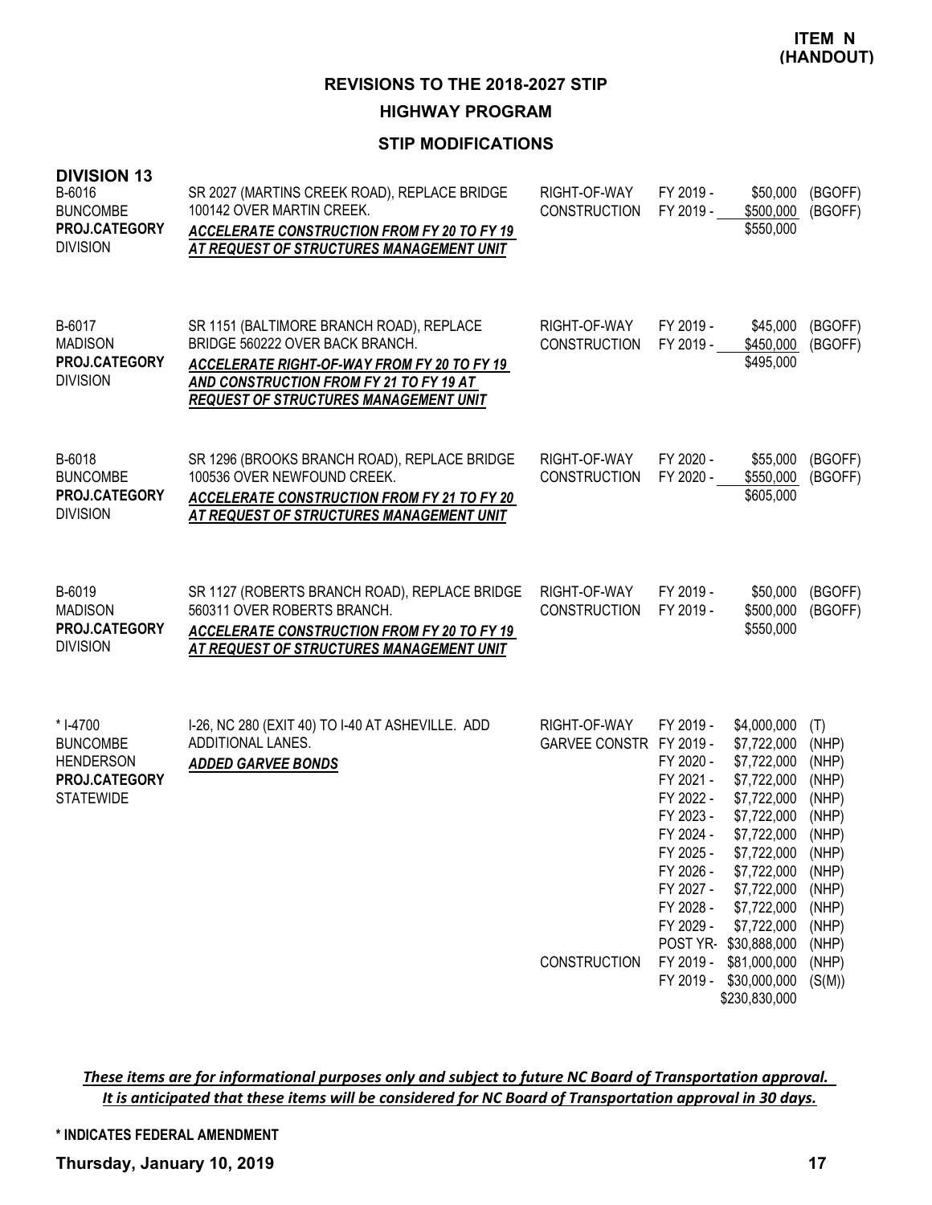**ITEM N (HANDOUT)**

## REVISIONS TO THE 2018-2027 STIP

## HIGHWAY PROGRAM

### STIP MODIFICATIONS

**DIVISION 13**

| | | | | | |
|---|---|---|---|---|---|
| B-6016<br>BUNCOMBE<br>**PROJ.CATEGORY**<br>DIVISION | SR 2027 (MARTINS CREEK ROAD), REPLACE BRIDGE 100142 OVER MARTIN CREEK.<br>***ACCELERATE CONSTRUCTION FROM FY 20 TO FY 19 AT REQUEST OF STRUCTURES MANAGEMENT UNIT*** | RIGHT-OF-WAY<br>CONSTRUCTION | FY 2019 -<br>FY 2019 - | \$50,000<br>\$500,000<br>\$550,000 | (BGOFF)<br>(BGOFF) |
| B-6017<br>MADISON<br>**PROJ.CATEGORY**<br>DIVISION | SR 1151 (BALTIMORE BRANCH ROAD), REPLACE BRIDGE 560222 OVER BACK BRANCH.<br>***ACCELERATE RIGHT-OF-WAY FROM FY 20 TO FY 19 AND CONSTRUCTION FROM FY 21 TO FY 19 AT REQUEST OF STRUCTURES MANAGEMENT UNIT*** | RIGHT-OF-WAY<br>CONSTRUCTION | FY 2019 -<br>FY 2019 - | \$45,000<br>\$450,000<br>\$495,000 | (BGOFF)<br>(BGOFF) |
| B-6018<br>BUNCOMBE<br>**PROJ.CATEGORY**<br>DIVISION | SR 1296 (BROOKS BRANCH ROAD), REPLACE BRIDGE 100536 OVER NEWFOUND CREEK.<br>***ACCELERATE CONSTRUCTION FROM FY 21 TO FY 20 AT REQUEST OF STRUCTURES MANAGEMENT UNIT*** | RIGHT-OF-WAY<br>CONSTRUCTION | FY 2020 -<br>FY 2020 - | \$55,000<br>\$550,000<br>\$605,000 | (BGOFF)<br>(BGOFF) |
| B-6019<br>MADISON<br>**PROJ.CATEGORY**<br>DIVISION | SR 1127 (ROBERTS BRANCH ROAD), REPLACE BRIDGE 560311 OVER ROBERTS BRANCH.<br>***ACCELERATE CONSTRUCTION FROM FY 20 TO FY 19 AT REQUEST OF STRUCTURES MANAGEMENT UNIT*** | RIGHT-OF-WAY<br>CONSTRUCTION | FY 2019 -<br>FY 2019 - | \$50,000<br>\$500,000<br>\$550,000 | (BGOFF)<br>(BGOFF) |
| * I-4700<br>BUNCOMBE<br>HENDERSON<br>**PROJ.CATEGORY**<br>STATEWIDE | I-26, NC 280 (EXIT 40) TO I-40 AT ASHEVILLE. ADD ADDITIONAL LANES.<br>***ADDED GARVEE BONDS*** | RIGHT-OF-WAY<br>GARVEE CONSTR<br><br><br><br><br><br><br><br><br><br><br><br>CONSTRUCTION | FY 2019 -<br>FY 2019 -<br>FY 2020 -<br>FY 2021 -<br>FY 2022 -<br>FY 2023 -<br>FY 2024 -<br>FY 2025 -<br>FY 2026 -<br>FY 2027 -<br>FY 2028 -<br>FY 2029 -<br>POST YR-<br>FY 2019 -<br>FY 2019 - | \$4,000,000<br>\$7,722,000<br>\$7,722,000<br>\$7,722,000<br>\$7,722,000<br>\$7,722,000<br>\$7,722,000<br>\$7,722,000<br>\$7,722,000<br>\$7,722,000<br>\$7,722,000<br>\$7,722,000<br>\$30,888,000<br>\$81,000,000<br>\$30,000,000<br>\$230,830,000 | (T)<br>(NHP)<br>(NHP)<br>(NHP)<br>(NHP)<br>(NHP)<br>(NHP)<br>(NHP)<br>(NHP)<br>(NHP)<br>(NHP)<br>(NHP)<br>(NHP)<br>(NHP)<br>(S(M)) |

***These items are for informational purposes only and subject to future NC Board of Transportation approval. It is anticipated that these items will be considered for NC Board of Transportation approval in 30 days.***

**\* INDICATES FEDERAL AMENDMENT**

**Thursday, January 10, 2019**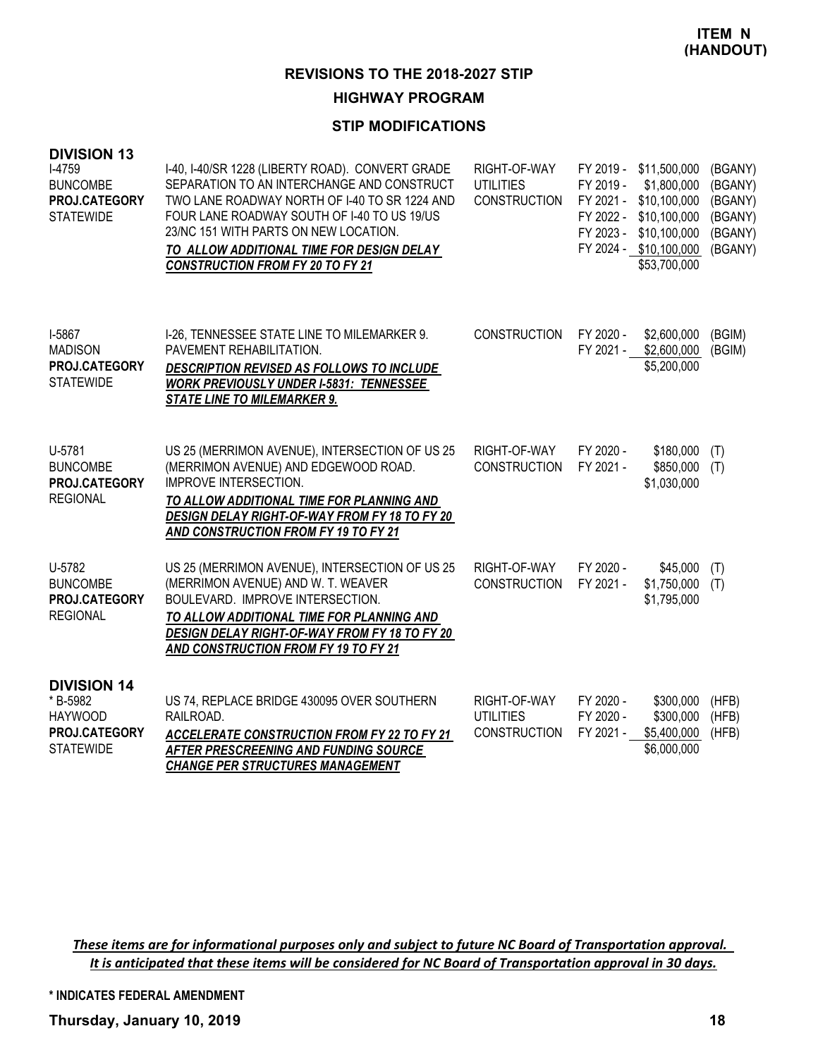**ITEM N (HANDOUT)**

## REVISIONS TO THE 2018-2027 STIP

### HIGHWAY PROGRAM

### STIP MODIFICATIONS

**DIVISION 13**

| Project | Description | Work Type | Fiscal Year | Amount | Funding |
|---|---|---|---|---|---|
| I-4759<br>BUNCOMBE<br>**PROJ.CATEGORY**<br>STATEWIDE | I-40, I-40/SR 1228 (LIBERTY ROAD). CONVERT GRADE SEPARATION TO AN INTERCHANGE AND CONSTRUCT TWO LANE ROADWAY NORTH OF I-40 TO SR 1224 AND FOUR LANE ROADWAY SOUTH OF I-40 TO US 19/US 23/NC 151 WITH PARTS ON NEW LOCATION.<br>***TO ALLOW ADDITIONAL TIME FOR DESIGN DELAY CONSTRUCTION FROM FY 20 TO FY 21*** | RIGHT-OF-WAY<br>UTILITIES<br>CONSTRUCTION | FY 2019 -<br>FY 2019 -<br>FY 2021 -<br>FY 2022 -<br>FY 2023 -<br>FY 2024 - | \$11,500,000<br>\$1,800,000<br>\$10,100,000<br>\$10,100,000<br>\$10,100,000<br>\$10,100,000<br>\$53,700,000 | (BGANY)<br>(BGANY)<br>(BGANY)<br>(BGANY)<br>(BGANY)<br>(BGANY) |
| I-5867<br>MADISON<br>**PROJ.CATEGORY**<br>STATEWIDE | I-26, TENNESSEE STATE LINE TO MILEMARKER 9. PAVEMENT REHABILITATION.<br>***DESCRIPTION REVISED AS FOLLOWS TO INCLUDE WORK PREVIOUSLY UNDER I-5831: TENNESSEE STATE LINE TO MILEMARKER 9.*** | CONSTRUCTION | FY 2020 -<br>FY 2021 - | \$2,600,000<br>\$2,600,000<br>\$5,200,000 | (BGIM)<br>(BGIM) |
| U-5781<br>BUNCOMBE<br>**PROJ.CATEGORY**<br>REGIONAL | US 25 (MERRIMON AVENUE), INTERSECTION OF US 25 (MERRIMON AVENUE) AND EDGEWOOD ROAD. IMPROVE INTERSECTION.<br>***TO ALLOW ADDITIONAL TIME FOR PLANNING AND DESIGN DELAY RIGHT-OF-WAY FROM FY 18 TO FY 20 AND CONSTRUCTION FROM FY 19 TO FY 21*** | RIGHT-OF-WAY<br>CONSTRUCTION | FY 2020 -<br>FY 2021 - | \$180,000<br>\$850,000<br>\$1,030,000 | (T)<br>(T) |
| U-5782<br>BUNCOMBE<br>**PROJ.CATEGORY**<br>REGIONAL | US 25 (MERRIMON AVENUE), INTERSECTION OF US 25 (MERRIMON AVENUE) AND W. T. WEAVER BOULEVARD. IMPROVE INTERSECTION.<br>***TO ALLOW ADDITIONAL TIME FOR PLANNING AND DESIGN DELAY RIGHT-OF-WAY FROM FY 18 TO FY 20 AND CONSTRUCTION FROM FY 19 TO FY 21*** | RIGHT-OF-WAY<br>CONSTRUCTION | FY 2020 -<br>FY 2021 - | \$45,000<br>\$1,750,000<br>\$1,795,000 | (T)<br>(T) |

**DIVISION 14**

| Project | Description | Work Type | Fiscal Year | Amount | Funding |
|---|---|---|---|---|---|
| * B-5982<br>HAYWOOD<br>**PROJ.CATEGORY**<br>STATEWIDE | US 74, REPLACE BRIDGE 430095 OVER SOUTHERN RAILROAD.<br>***ACCELERATE CONSTRUCTION FROM FY 22 TO FY 21 AFTER PRESCREENING AND FUNDING SOURCE CHANGE PER STRUCTURES MANAGEMENT*** | RIGHT-OF-WAY<br>UTILITIES<br>CONSTRUCTION | FY 2020 -<br>FY 2020 -<br>FY 2021 - | \$300,000<br>\$300,000<br>\$5,400,000<br>\$6,000,000 | (HFB)<br>(HFB)<br>(HFB) |

***These items are for informational purposes only and subject to future NC Board of Transportation approval. It is anticipated that these items will be considered for NC Board of Transportation approval in 30 days.***

**\* INDICATES FEDERAL AMENDMENT**

**Thursday, January 10, 2019**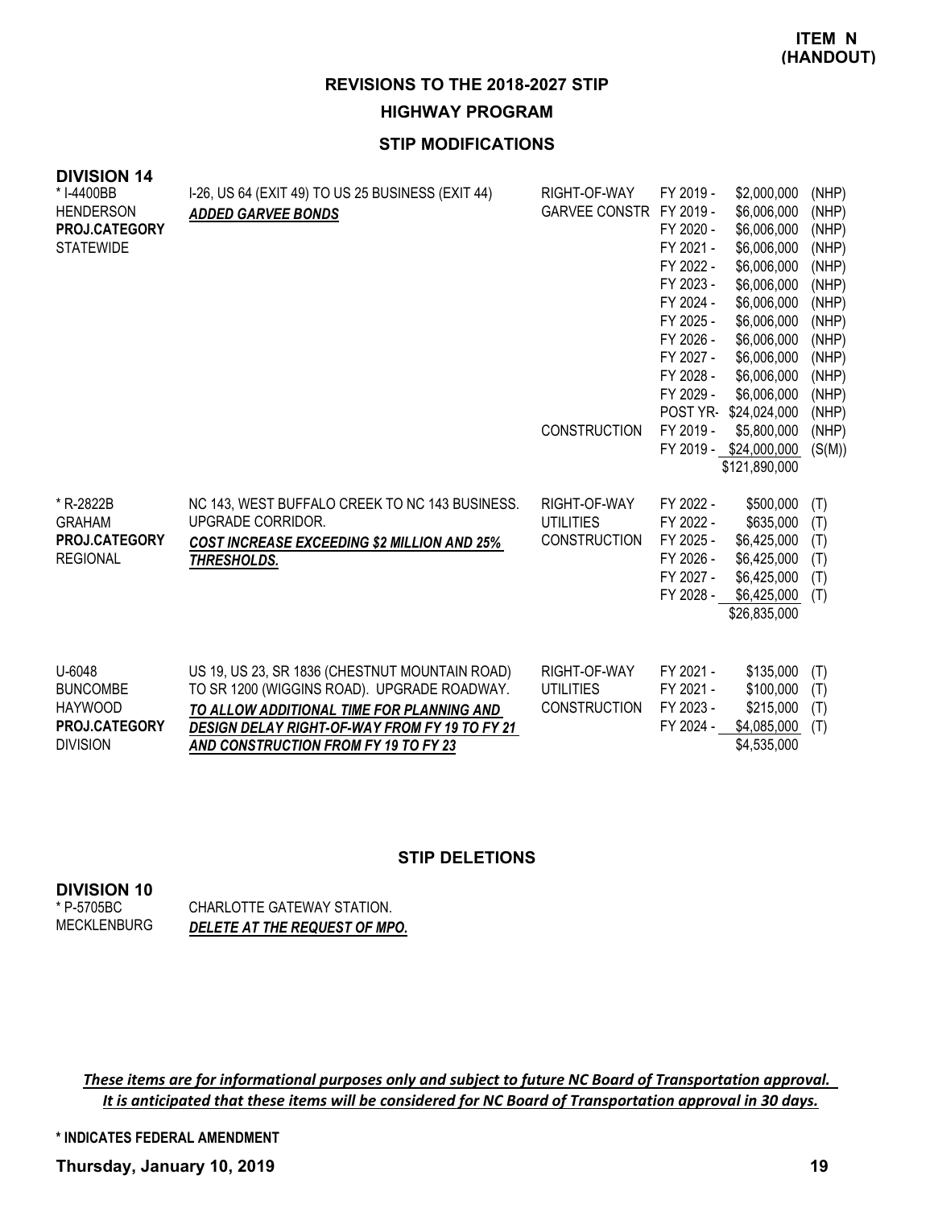**ITEM N (HANDOUT)**

## REVISIONS TO THE 2018-2027 STIP

## HIGHWAY PROGRAM

### STIP MODIFICATIONS

**DIVISION 14**

| | | | | | |
|---|---|---|---|---|---|
| * I-4400BB<br>HENDERSON<br>**PROJ.CATEGORY**<br>STATEWIDE | I-26, US 64 (EXIT 49) TO US 25 BUSINESS (EXIT 44)<br>***ADDED GARVEE BONDS*** | RIGHT-OF-WAY | FY 2019 - | $2,000,000 | (NHP) |
| | | GARVEE CONSTR | FY 2019 - | $6,006,000 | (NHP) |
| | | | FY 2020 - | $6,006,000 | (NHP) |
| | | | FY 2021 - | $6,006,000 | (NHP) |
| | | | FY 2022 - | $6,006,000 | (NHP) |
| | | | FY 2023 - | $6,006,000 | (NHP) |
| | | | FY 2024 - | $6,006,000 | (NHP) |
| | | | FY 2025 - | $6,006,000 | (NHP) |
| | | | FY 2026 - | $6,006,000 | (NHP) |
| | | | FY 2027 - | $6,006,000 | (NHP) |
| | | | FY 2028 - | $6,006,000 | (NHP) |
| | | | FY 2029 - | $6,006,000 | (NHP) |
| | | | POST YR- | $24,024,000 | (NHP) |
| | | CONSTRUCTION | FY 2019 - | $5,800,000 | (NHP) |
| | | | FY 2019 - | $24,000,000 | (S(M)) |
| | | | | $121,890,000 | |
| * R-2822B<br>GRAHAM<br>**PROJ.CATEGORY**<br>REGIONAL | NC 143, WEST BUFFALO CREEK TO NC 143 BUSINESS. UPGRADE CORRIDOR.<br>***COST INCREASE EXCEEDING $2 MILLION AND 25% THRESHOLDS.*** | RIGHT-OF-WAY | FY 2022 - | $500,000 | (T) |
| | | UTILITIES | FY 2022 - | $635,000 | (T) |
| | | CONSTRUCTION | FY 2025 - | $6,425,000 | (T) |
| | | | FY 2026 - | $6,425,000 | (T) |
| | | | FY 2027 - | $6,425,000 | (T) |
| | | | FY 2028 - | $6,425,000 | (T) |
| | | | | $26,835,000 | |
| U-6048<br>BUNCOMBE<br>HAYWOOD<br>**PROJ.CATEGORY**<br>DIVISION | US 19, US 23, SR 1836 (CHESTNUT MOUNTAIN ROAD) TO SR 1200 (WIGGINS ROAD). UPGRADE ROADWAY.<br>***TO ALLOW ADDITIONAL TIME FOR PLANNING AND DESIGN DELAY RIGHT-OF-WAY FROM FY 19 TO FY 21 AND CONSTRUCTION FROM FY 19 TO FY 23*** | RIGHT-OF-WAY | FY 2021 - | $135,000 | (T) |
| | | UTILITIES | FY 2021 - | $100,000 | (T) |
| | | CONSTRUCTION | FY 2023 - | $215,000 | (T) |
| | | | FY 2024 - | $4,085,000 | (T) |
| | | | | $4,535,000 | |

### STIP DELETIONS

**DIVISION 10**

| | |
|---|---|
| * P-5705BC<br>MECKLENBURG | CHARLOTTE GATEWAY STATION.<br>***DELETE AT THE REQUEST OF MPO.*** |

***These items are for informational purposes only and subject to future NC Board of Transportation approval. It is anticipated that these items will be considered for NC Board of Transportation approval in 30 days.***

**\* INDICATES FEDERAL AMENDMENT**

**Thursday, January 10, 2019**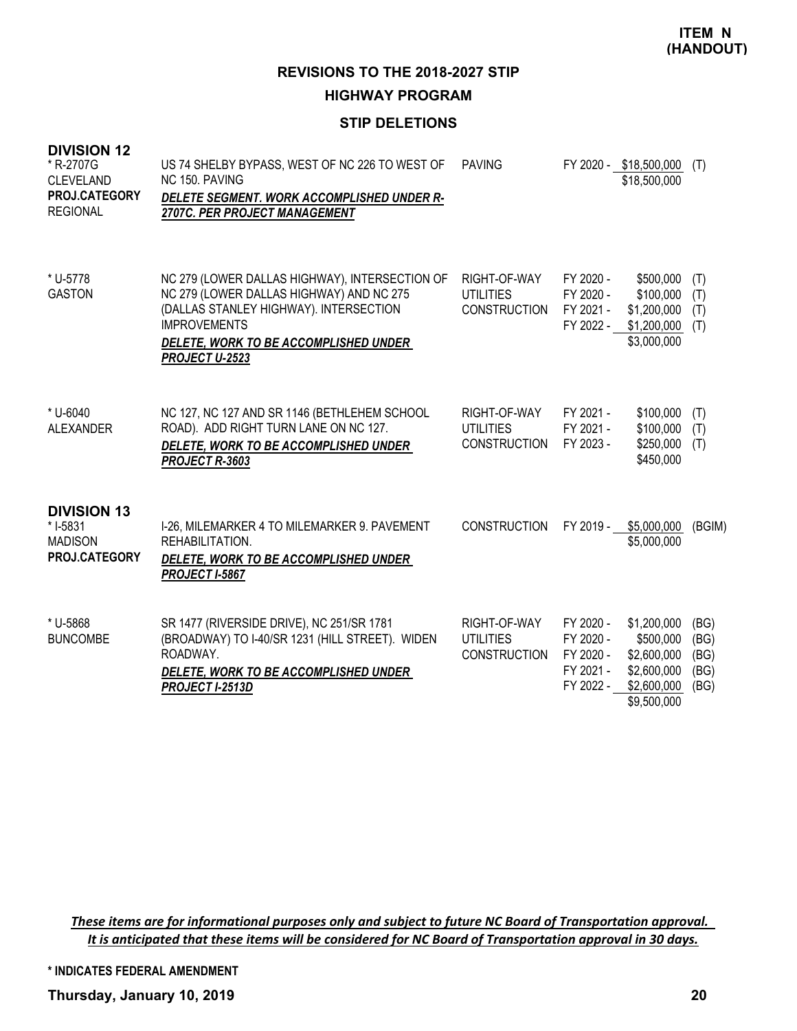**ITEM N (HANDOUT)**

## REVISIONS TO THE 2018-2027 STIP

## HIGHWAY PROGRAM

### STIP DELETIONS

### DIVISION 12

| | | | | | |
|---|---|---|---|---|---|
| * R-2707G<br>CLEVELAND<br>**PROJ.CATEGORY**<br>REGIONAL | US 74 SHELBY BYPASS, WEST OF NC 226 TO WEST OF NC 150. PAVING<br>***DELETE SEGMENT. WORK ACCOMPLISHED UNDER R-2707C. PER PROJECT MANAGEMENT*** | PAVING | FY 2020 - | $18,500,000<br>$18,500,000 | (T) |
| * U-5778<br>GASTON | NC 279 (LOWER DALLAS HIGHWAY), INTERSECTION OF NC 279 (LOWER DALLAS HIGHWAY) AND NC 275 (DALLAS STANLEY HIGHWAY). INTERSECTION IMPROVEMENTS<br>***DELETE, WORK TO BE ACCOMPLISHED UNDER PROJECT U-2523*** | RIGHT-OF-WAY<br>UTILITIES<br>CONSTRUCTION | FY 2020 -<br>FY 2020 -<br>FY 2021 -<br>FY 2022 - | $500,000<br>$100,000<br>$1,200,000<br>$1,200,000<br>$3,000,000 | (T)<br>(T)<br>(T)<br>(T) |
| * U-6040<br>ALEXANDER | NC 127, NC 127 AND SR 1146 (BETHLEHEM SCHOOL ROAD). ADD RIGHT TURN LANE ON NC 127.<br>***DELETE, WORK TO BE ACCOMPLISHED UNDER PROJECT R-3603*** | RIGHT-OF-WAY<br>UTILITIES<br>CONSTRUCTION | FY 2021 -<br>FY 2021 -<br>FY 2023 - | $100,000<br>$100,000<br>$250,000<br>$450,000 | (T)<br>(T)<br>(T) |

### DIVISION 13

| | | | | | |
|---|---|---|---|---|---|
| * I-5831<br>MADISON<br>**PROJ.CATEGORY** | I-26, MILEMARKER 4 TO MILEMARKER 9. PAVEMENT REHABILITATION.<br>***DELETE, WORK TO BE ACCOMPLISHED UNDER PROJECT I-5867*** | CONSTRUCTION | FY 2019 - | $5,000,000<br>$5,000,000 | (BGIM) |
| * U-5868<br>BUNCOMBE | SR 1477 (RIVERSIDE DRIVE), NC 251/SR 1781 (BROADWAY) TO I-40/SR 1231 (HILL STREET). WIDEN ROADWAY.<br>***DELETE, WORK TO BE ACCOMPLISHED UNDER PROJECT I-2513D*** | RIGHT-OF-WAY<br>UTILITIES<br>CONSTRUCTION | FY 2020 -<br>FY 2020 -<br>FY 2020 -<br>FY 2021 -<br>FY 2022 - | $1,200,000<br>$500,000<br>$2,600,000<br>$2,600,000<br>$2,600,000<br>$9,500,000 | (BG)<br>(BG)<br>(BG)<br>(BG)<br>(BG) |

***These items are for informational purposes only and subject to future NC Board of Transportation approval. It is anticipated that these items will be considered for NC Board of Transportation approval in 30 days.***

**\* INDICATES FEDERAL AMENDMENT**

**Thursday, January 10, 2019**